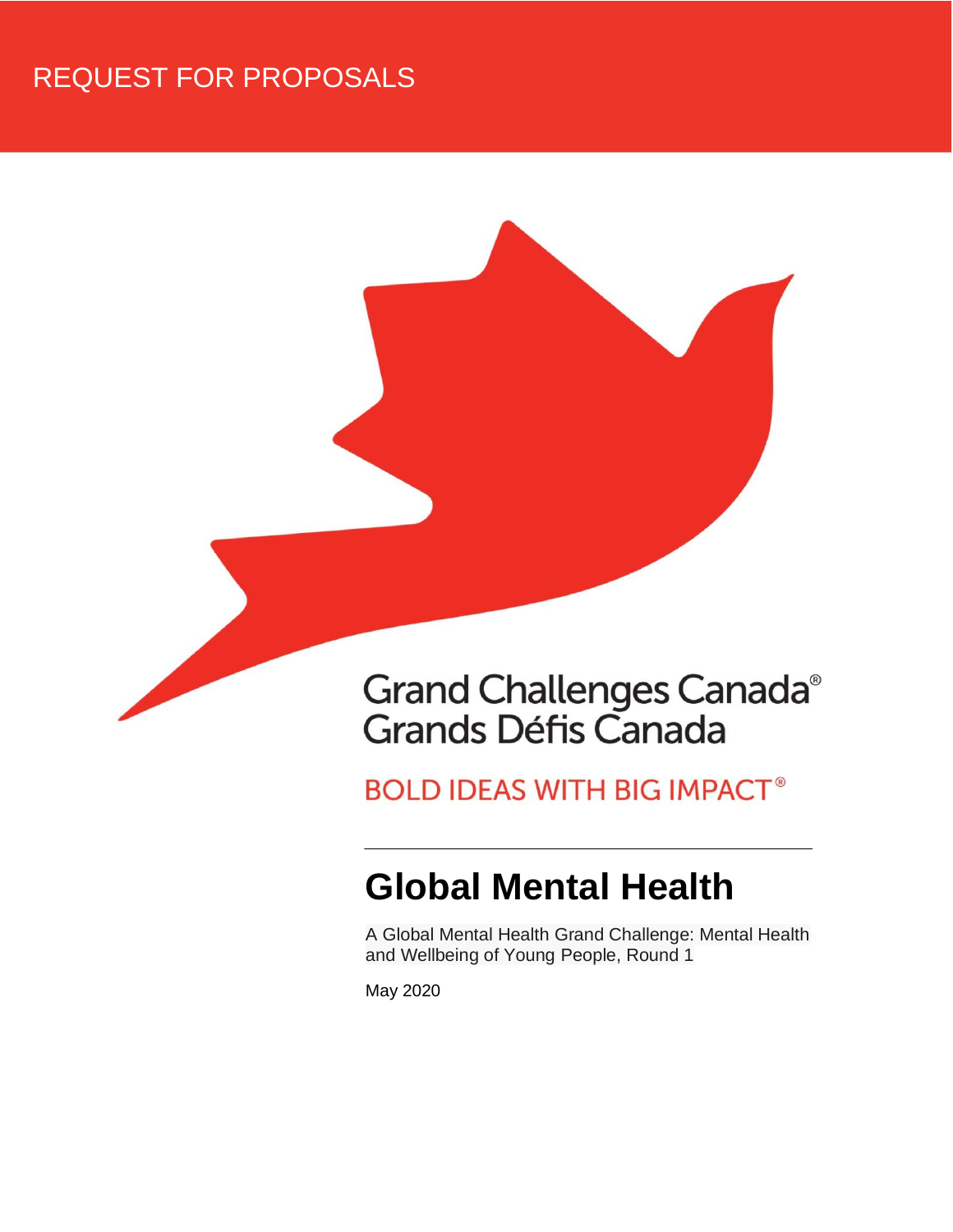REQUEST FOR PROPOSALS

Grand Challenges Canada®
Grands Défis Canada

BOLD IDEAS WITH BIG IMPACT®

# Global Mental Health

A Global Mental Health Grand Challenge: Mental Health and Wellbeing of Young People, Round 1

May 2020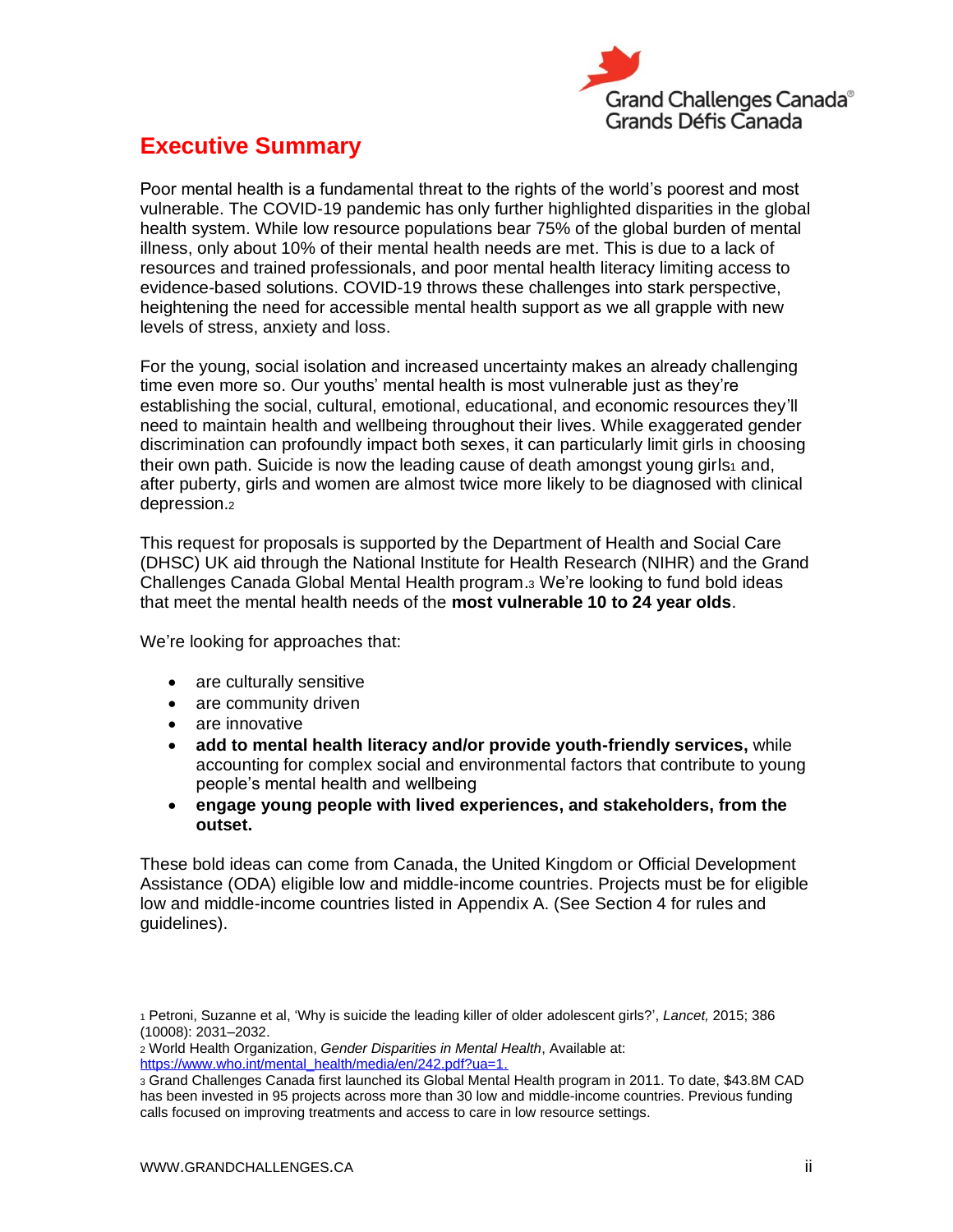# Executive Summary

Poor mental health is a fundamental threat to the rights of the world's poorest and most vulnerable. The COVID-19 pandemic has only further highlighted disparities in the global health system. While low resource populations bear 75% of the global burden of mental illness, only about 10% of their mental health needs are met. This is due to a lack of resources and trained professionals, and poor mental health literacy limiting access to evidence-based solutions. COVID-19 throws these challenges into stark perspective, heightening the need for accessible mental health support as we all grapple with new levels of stress, anxiety and loss.

For the young, social isolation and increased uncertainty makes an already challenging time even more so. Our youths' mental health is most vulnerable just as they're establishing the social, cultural, emotional, educational, and economic resources they'll need to maintain health and wellbeing throughout their lives. While exaggerated gender discrimination can profoundly impact both sexes, it can particularly limit girls in choosing their own path. Suicide is now the leading cause of death amongst young girls[1] and, after puberty, girls and women are almost twice more likely to be diagnosed with clinical depression.[2]

This request for proposals is supported by the Department of Health and Social Care (DHSC) UK aid through the National Institute for Health Research (NIHR) and the Grand Challenges Canada Global Mental Health program.[3] We're looking to fund bold ideas that meet the mental health needs of the **most vulnerable 10 to 24 year olds**.

We're looking for approaches that:

- are culturally sensitive
- are community driven
- are innovative
- **add to mental health literacy and/or provide youth-friendly services,** while accounting for complex social and environmental factors that contribute to young people's mental health and wellbeing
- **engage young people with lived experiences, and stakeholders, from the outset.**

These bold ideas can come from Canada, the United Kingdom or Official Development Assistance (ODA) eligible low and middle-income countries. Projects must be for eligible low and middle-income countries listed in Appendix A. (See Section 4 for rules and guidelines).

---

[1] Petroni, Suzanne et al, 'Why is suicide the leading killer of older adolescent girls?', *Lancet,* 2015; 386 (10008): 2031–2032.

[2] World Health Organization, *Gender Disparities in Mental Health*, Available at: https://www.who.int/mental_health/media/en/242.pdf?ua=1.

[3] Grand Challenges Canada first launched its Global Mental Health program in 2011. To date, $43.8M CAD has been invested in 95 projects across more than 30 low and middle-income countries. Previous funding calls focused on improving treatments and access to care in low resource settings.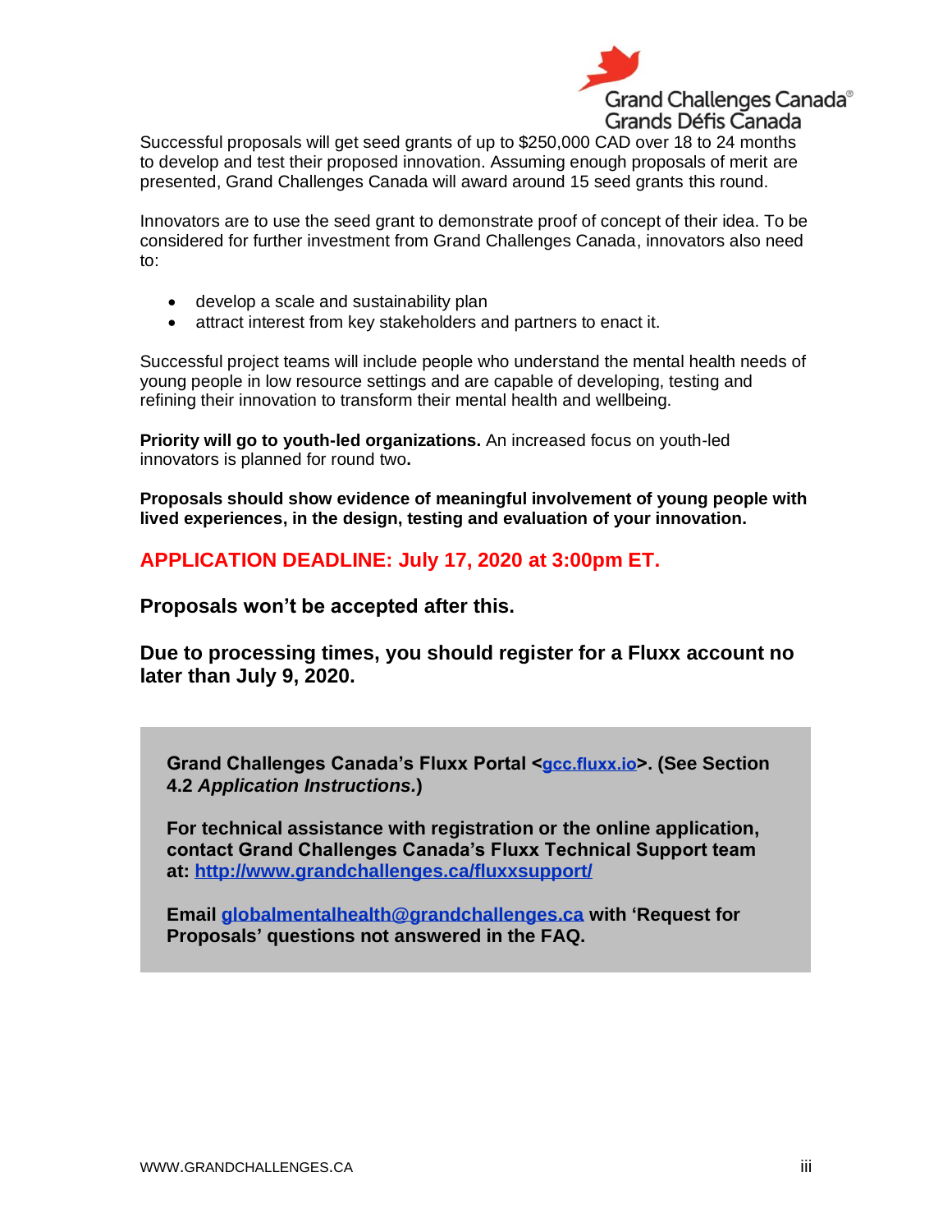Successful proposals will get seed grants of up to $250,000 CAD over 18 to 24 months to develop and test their proposed innovation. Assuming enough proposals of merit are presented, Grand Challenges Canada will award around 15 seed grants this round.

Innovators are to use the seed grant to demonstrate proof of concept of their idea. To be considered for further investment from Grand Challenges Canada, innovators also need to:

- develop a scale and sustainability plan
- attract interest from key stakeholders and partners to enact it.

Successful project teams will include people who understand the mental health needs of young people in low resource settings and are capable of developing, testing and refining their innovation to transform their mental health and wellbeing.

**Priority will go to youth-led organizations.** An increased focus on youth-led innovators is planned for round two**.**

**Proposals should show evidence of meaningful involvement of young people with lived experiences, in the design, testing and evaluation of your innovation.**

**APPLICATION DEADLINE: July 17, 2020 at 3:00pm ET.**

**Proposals won't be accepted after this.**

**Due to processing times, you should register for a Fluxx account no later than July 9, 2020.**

**Grand Challenges Canada's Fluxx Portal <gcc.fluxx.io>. (See Section 4.2 *Application Instructions.*)**

**For technical assistance with registration or the online application, contact Grand Challenges Canada's Fluxx Technical Support team at: http://www.grandchallenges.ca/fluxxsupport/**

**Email globalmentalhealth@grandchallenges.ca with 'Request for Proposals' questions not answered in the FAQ.**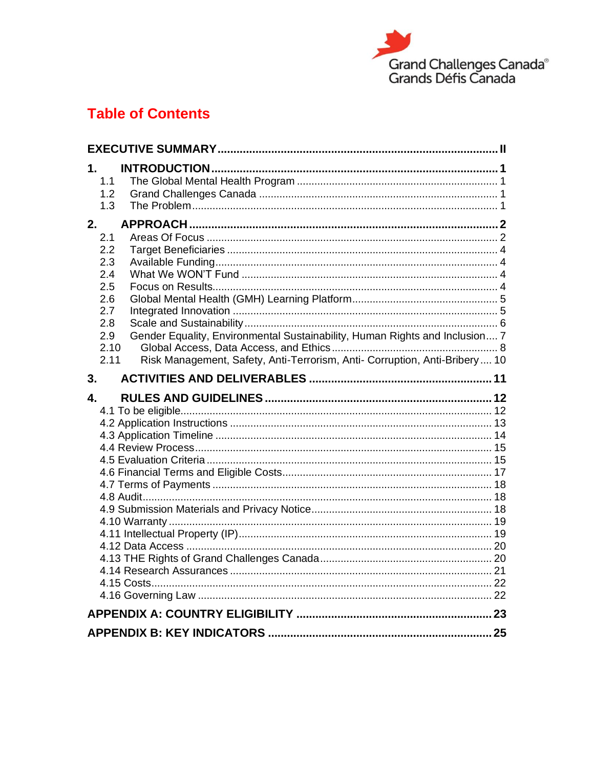# Table of Contents

**EXECUTIVE SUMMARY** ........ **II**

**1. INTRODUCTION** ........ **1**
- 1.1 The Global Mental Health Program ........ 1
- 1.2 Grand Challenges Canada ........ 1
- 1.3 The Problem ........ 1

**2. APPROACH** ........ **2**
- 2.1 Areas Of Focus ........ 2
- 2.2 Target Beneficiaries ........ 4
- 2.3 Available Funding ........ 4
- 2.4 What We WON'T Fund ........ 4
- 2.5 Focus on Results ........ 4
- 2.6 Global Mental Health (GMH) Learning Platform ........ 5
- 2.7 Integrated Innovation ........ 5
- 2.8 Scale and Sustainability ........ 6
- 2.9 Gender Equality, Environmental Sustainability, Human Rights and Inclusion ........ 7
- 2.10 Global Access, Data Access, and Ethics ........ 8
- 2.11 Risk Management, Safety, Anti-Terrorism, Anti- Corruption, Anti-Bribery ........ 10

**3. ACTIVITIES AND DELIVERABLES** ........ **11**

**4. RULES AND GUIDELINES** ........ **12**
- 4.1 To be eligible ........ 12
- 4.2 Application Instructions ........ 13
- 4.3 Application Timeline ........ 14
- 4.4 Review Process ........ 15
- 4.5 Evaluation Criteria ........ 15
- 4.6 Financial Terms and Eligible Costs ........ 17
- 4.7 Terms of Payments ........ 18
- 4.8 Audit ........ 18
- 4.9 Submission Materials and Privacy Notice ........ 18
- 4.10 Warranty ........ 19
- 4.11 Intellectual Property (IP) ........ 19
- 4.12 Data Access ........ 20
- 4.13 THE Rights of Grand Challenges Canada ........ 20
- 4.14 Research Assurances ........ 21
- 4.15 Costs ........ 22
- 4.16 Governing Law ........ 22

**APPENDIX A: COUNTRY ELIGIBILITY** ........ **23**

**APPENDIX B: KEY INDICATORS** ........ **25**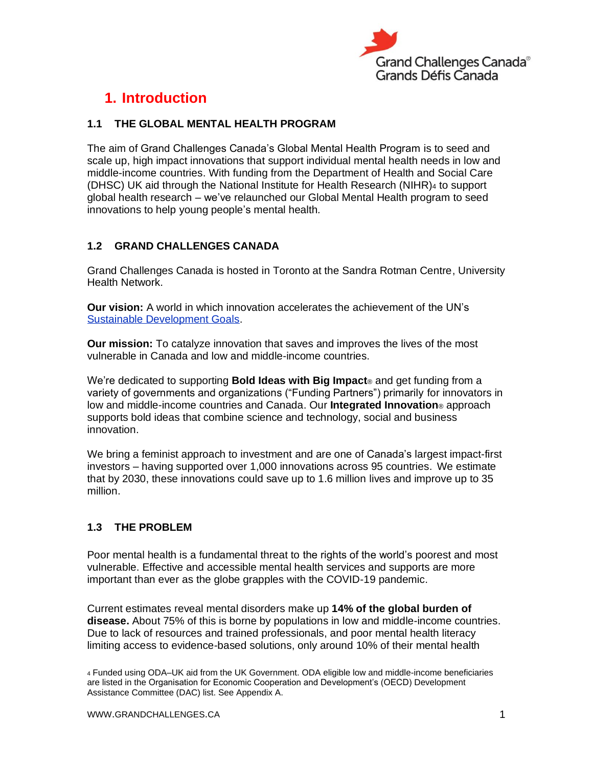# 1. Introduction

## 1.1 THE GLOBAL MENTAL HEALTH PROGRAM

The aim of Grand Challenges Canada's Global Mental Health Program is to seed and scale up, high impact innovations that support individual mental health needs in low and middle-income countries. With funding from the Department of Health and Social Care (DHSC) UK aid through the National Institute for Health Research (NIHR)[4] to support global health research – we've relaunched our Global Mental Health program to seed innovations to help young people's mental health.

## 1.2 GRAND CHALLENGES CANADA

Grand Challenges Canada is hosted in Toronto at the Sandra Rotman Centre, University Health Network.

**Our vision:** A world in which innovation accelerates the achievement of the UN's Sustainable Development Goals.

**Our mission:** To catalyze innovation that saves and improves the lives of the most vulnerable in Canada and low and middle-income countries.

We're dedicated to supporting **Bold Ideas with Big Impact**® and get funding from a variety of governments and organizations ("Funding Partners") primarily for innovators in low and middle-income countries and Canada. Our **Integrated Innovation**® approach supports bold ideas that combine science and technology, social and business innovation.

We bring a feminist approach to investment and are one of Canada's largest impact-first investors – having supported over 1,000 innovations across 95 countries. We estimate that by 2030, these innovations could save up to 1.6 million lives and improve up to 35 million.

## 1.3 THE PROBLEM

Poor mental health is a fundamental threat to the rights of the world's poorest and most vulnerable. Effective and accessible mental health services and supports are more important than ever as the globe grapples with the COVID-19 pandemic.

Current estimates reveal mental disorders make up **14% of the global burden of disease.** About 75% of this is borne by populations in low and middle-income countries. Due to lack of resources and trained professionals, and poor mental health literacy limiting access to evidence-based solutions, only around 10% of their mental health

[4] Funded using ODA–UK aid from the UK Government. ODA eligible low and middle-income beneficiaries are listed in the Organisation for Economic Cooperation and Development's (OECD) Development Assistance Committee (DAC) list. See Appendix A.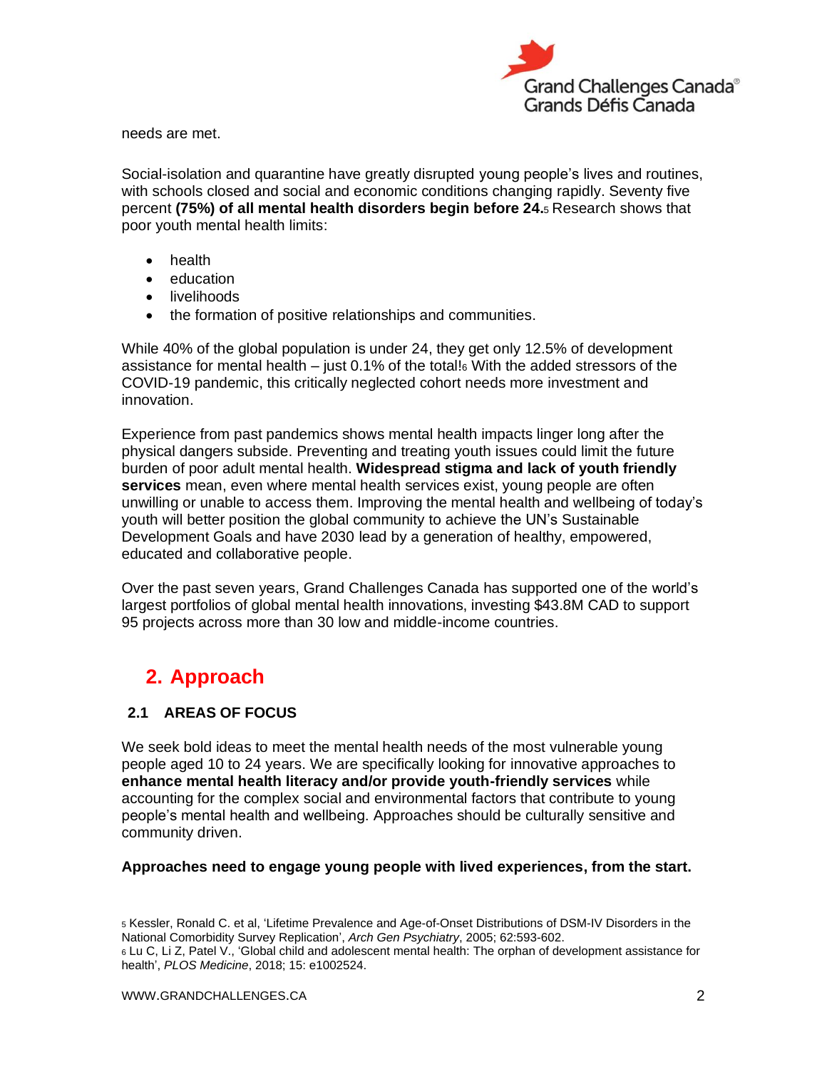needs are met.

Social-isolation and quarantine have greatly disrupted young people's lives and routines, with schools closed and social and economic conditions changing rapidly. Seventy five percent **(75%) of all mental health disorders begin before 24.**[5] Research shows that poor youth mental health limits:

- health
- education
- livelihoods
- the formation of positive relationships and communities.

While 40% of the global population is under 24, they get only 12.5% of development assistance for mental health – just 0.1% of the total![6] With the added stressors of the COVID-19 pandemic, this critically neglected cohort needs more investment and innovation.

Experience from past pandemics shows mental health impacts linger long after the physical dangers subside. Preventing and treating youth issues could limit the future burden of poor adult mental health. **Widespread stigma and lack of youth friendly services** mean, even where mental health services exist, young people are often unwilling or unable to access them. Improving the mental health and wellbeing of today's youth will better position the global community to achieve the UN's Sustainable Development Goals and have 2030 lead by a generation of healthy, empowered, educated and collaborative people.

Over the past seven years, Grand Challenges Canada has supported one of the world's largest portfolios of global mental health innovations, investing $43.8M CAD to support 95 projects across more than 30 low and middle-income countries.

# 2. Approach

## 2.1 AREAS OF FOCUS

We seek bold ideas to meet the mental health needs of the most vulnerable young people aged 10 to 24 years. We are specifically looking for innovative approaches to **enhance mental health literacy and/or provide youth-friendly services** while accounting for the complex social and environmental factors that contribute to young people's mental health and wellbeing. Approaches should be culturally sensitive and community driven.

**Approaches need to engage young people with lived experiences, from the start.**

[5] Kessler, Ronald C. et al, 'Lifetime Prevalence and Age-of-Onset Distributions of DSM-IV Disorders in the National Comorbidity Survey Replication', *Arch Gen Psychiatry*, 2005; 62:593-602.
[6] Lu C, Li Z, Patel V., 'Global child and adolescent mental health: The orphan of development assistance for health', *PLOS Medicine*, 2018; 15: e1002524.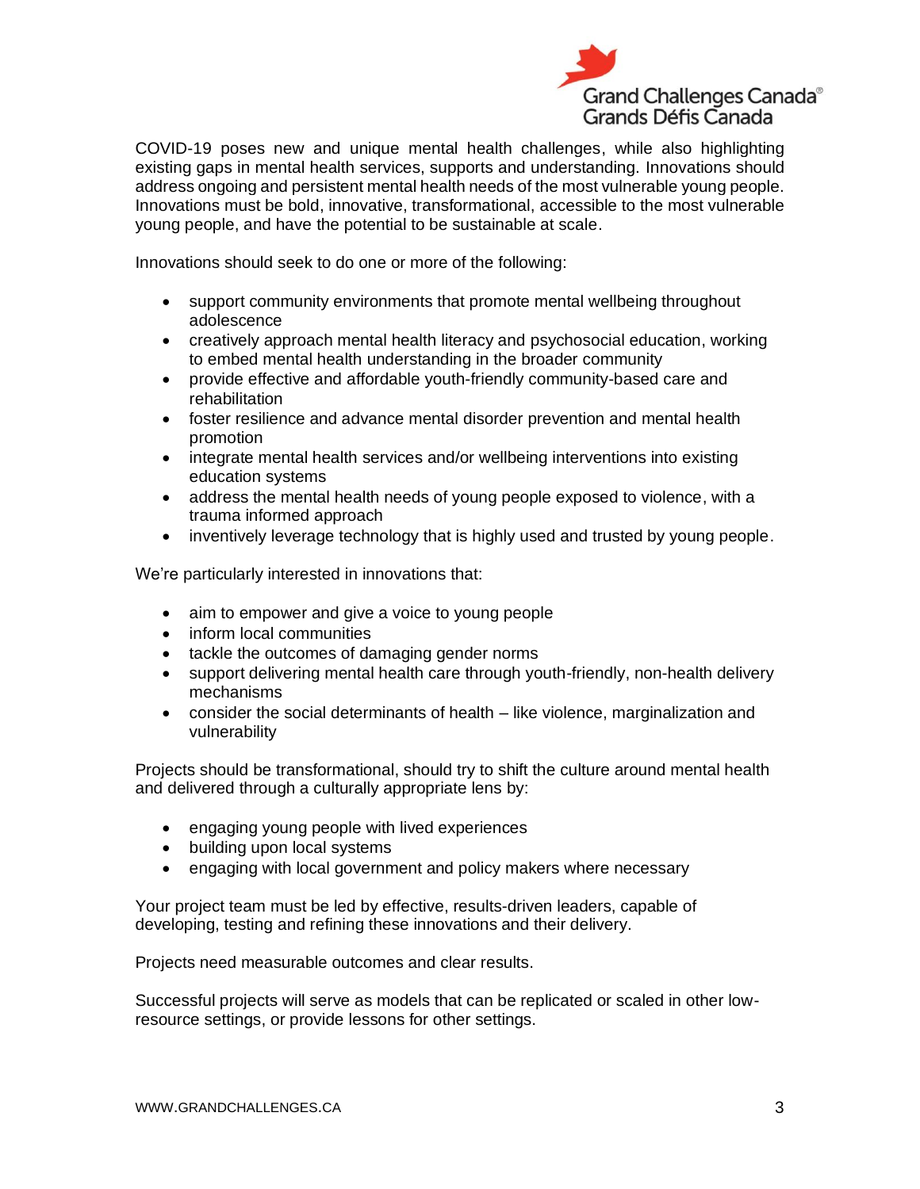COVID-19 poses new and unique mental health challenges, while also highlighting existing gaps in mental health services, supports and understanding. Innovations should address ongoing and persistent mental health needs of the most vulnerable young people. Innovations must be bold, innovative, transformational, accessible to the most vulnerable young people, and have the potential to be sustainable at scale.

Innovations should seek to do one or more of the following:

- support community environments that promote mental wellbeing throughout adolescence
- creatively approach mental health literacy and psychosocial education, working to embed mental health understanding in the broader community
- provide effective and affordable youth-friendly community-based care and rehabilitation
- foster resilience and advance mental disorder prevention and mental health promotion
- integrate mental health services and/or wellbeing interventions into existing education systems
- address the mental health needs of young people exposed to violence, with a trauma informed approach
- inventively leverage technology that is highly used and trusted by young people.

We're particularly interested in innovations that:

- aim to empower and give a voice to young people
- inform local communities
- tackle the outcomes of damaging gender norms
- support delivering mental health care through youth-friendly, non-health delivery mechanisms
- consider the social determinants of health – like violence, marginalization and vulnerability

Projects should be transformational, should try to shift the culture around mental health and delivered through a culturally appropriate lens by:

- engaging young people with lived experiences
- building upon local systems
- engaging with local government and policy makers where necessary

Your project team must be led by effective, results-driven leaders, capable of developing, testing and refining these innovations and their delivery.

Projects need measurable outcomes and clear results.

Successful projects will serve as models that can be replicated or scaled in other low-resource settings, or provide lessons for other settings.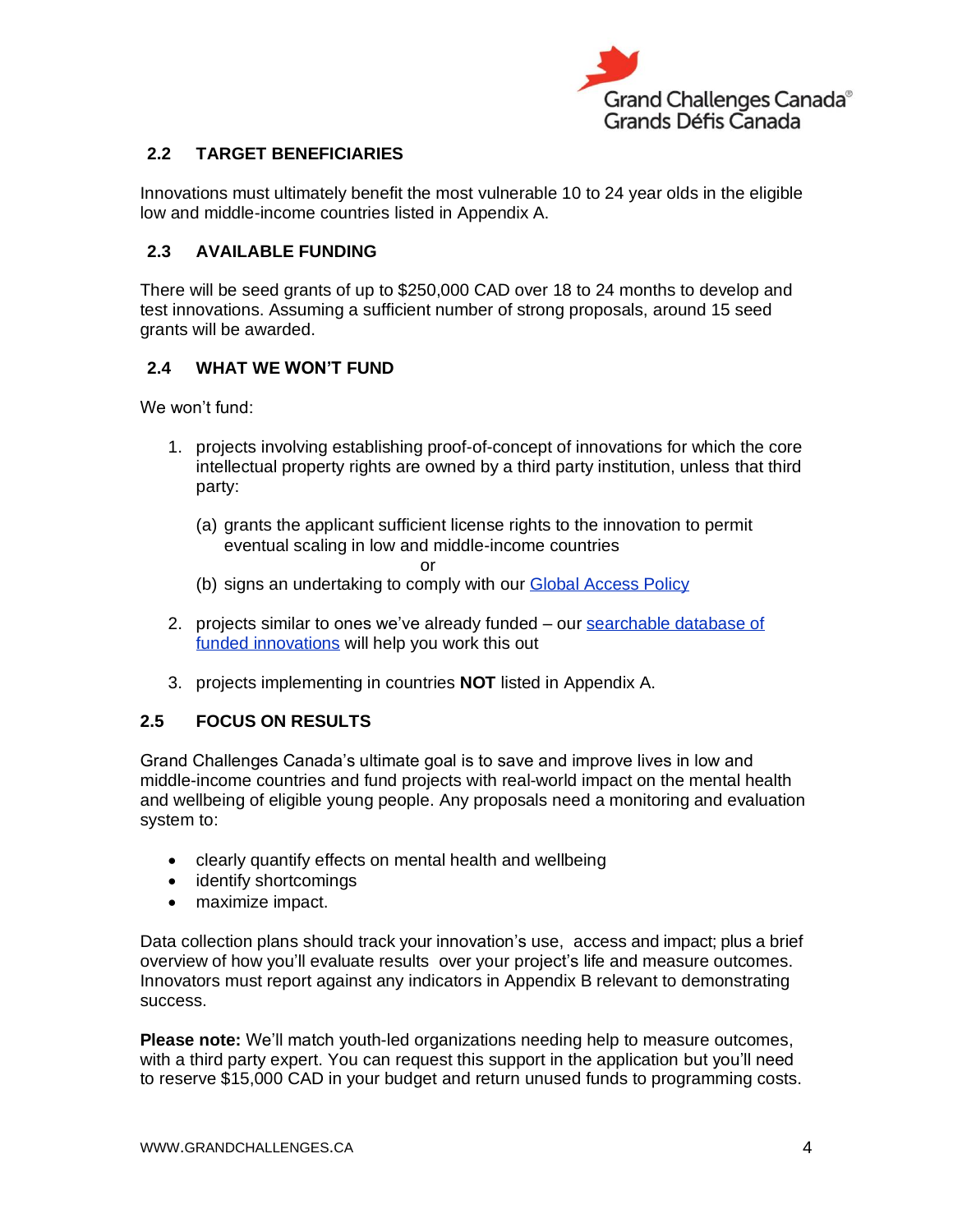## 2.2 TARGET BENEFICIARIES

Innovations must ultimately benefit the most vulnerable 10 to 24 year olds in the eligible low and middle-income countries listed in Appendix A.

## 2.3 AVAILABLE FUNDING

There will be seed grants of up to $250,000 CAD over 18 to 24 months to develop and test innovations. Assuming a sufficient number of strong proposals, around 15 seed grants will be awarded.

## 2.4 WHAT WE WON'T FUND

We won't fund:

1. projects involving establishing proof-of-concept of innovations for which the core intellectual property rights are owned by a third party institution, unless that third party:

   (a) grants the applicant sufficient license rights to the innovation to permit eventual scaling in low and middle-income countries

   or

   (b) signs an undertaking to comply with our Global Access Policy

2. projects similar to ones we've already funded – our searchable database of funded innovations will help you work this out

3. projects implementing in countries **NOT** listed in Appendix A.

## 2.5 FOCUS ON RESULTS

Grand Challenges Canada's ultimate goal is to save and improve lives in low and middle-income countries and fund projects with real-world impact on the mental health and wellbeing of eligible young people. Any proposals need a monitoring and evaluation system to:

- clearly quantify effects on mental health and wellbeing
- identify shortcomings
- maximize impact.

Data collection plans should track your innovation's use, access and impact; plus a brief overview of how you'll evaluate results over your project's life and measure outcomes. Innovators must report against any indicators in Appendix B relevant to demonstrating success.

**Please note:** We'll match youth-led organizations needing help to measure outcomes, with a third party expert. You can request this support in the application but you'll need to reserve $15,000 CAD in your budget and return unused funds to programming costs.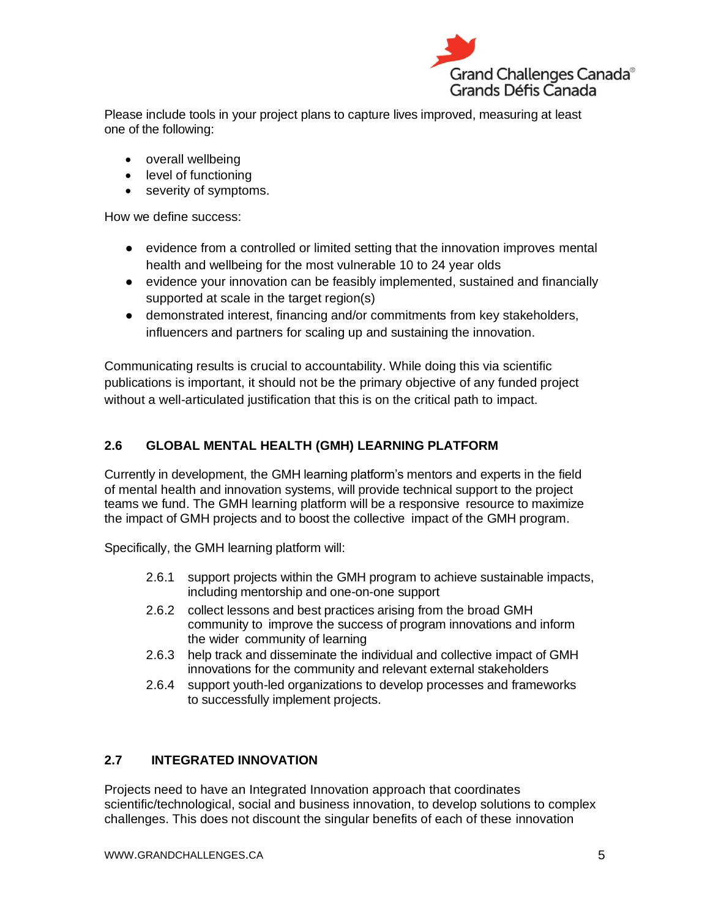Please include tools in your project plans to capture lives improved, measuring at least one of the following:

- overall wellbeing
- level of functioning
- severity of symptoms.

How we define success:

- evidence from a controlled or limited setting that the innovation improves mental health and wellbeing for the most vulnerable 10 to 24 year olds
- evidence your innovation can be feasibly implemented, sustained and financially supported at scale in the target region(s)
- demonstrated interest, financing and/or commitments from key stakeholders, influencers and partners for scaling up and sustaining the innovation.

Communicating results is crucial to accountability. While doing this via scientific publications is important, it should not be the primary objective of any funded project without a well-articulated justification that this is on the critical path to impact.

## 2.6 GLOBAL MENTAL HEALTH (GMH) LEARNING PLATFORM

Currently in development, the GMH learning platform's mentors and experts in the field of mental health and innovation systems, will provide technical support to the project teams we fund. The GMH learning platform will be a responsive resource to maximize the impact of GMH projects and to boost the collective impact of the GMH program.

Specifically, the GMH learning platform will:

- 2.6.1 support projects within the GMH program to achieve sustainable impacts, including mentorship and one-on-one support
- 2.6.2 collect lessons and best practices arising from the broad GMH community to improve the success of program innovations and inform the wider community of learning
- 2.6.3 help track and disseminate the individual and collective impact of GMH innovations for the community and relevant external stakeholders
- 2.6.4 support youth-led organizations to develop processes and frameworks to successfully implement projects.

## 2.7 INTEGRATED INNOVATION

Projects need to have an Integrated Innovation approach that coordinates scientific/technological, social and business innovation, to develop solutions to complex challenges. This does not discount the singular benefits of each of these innovation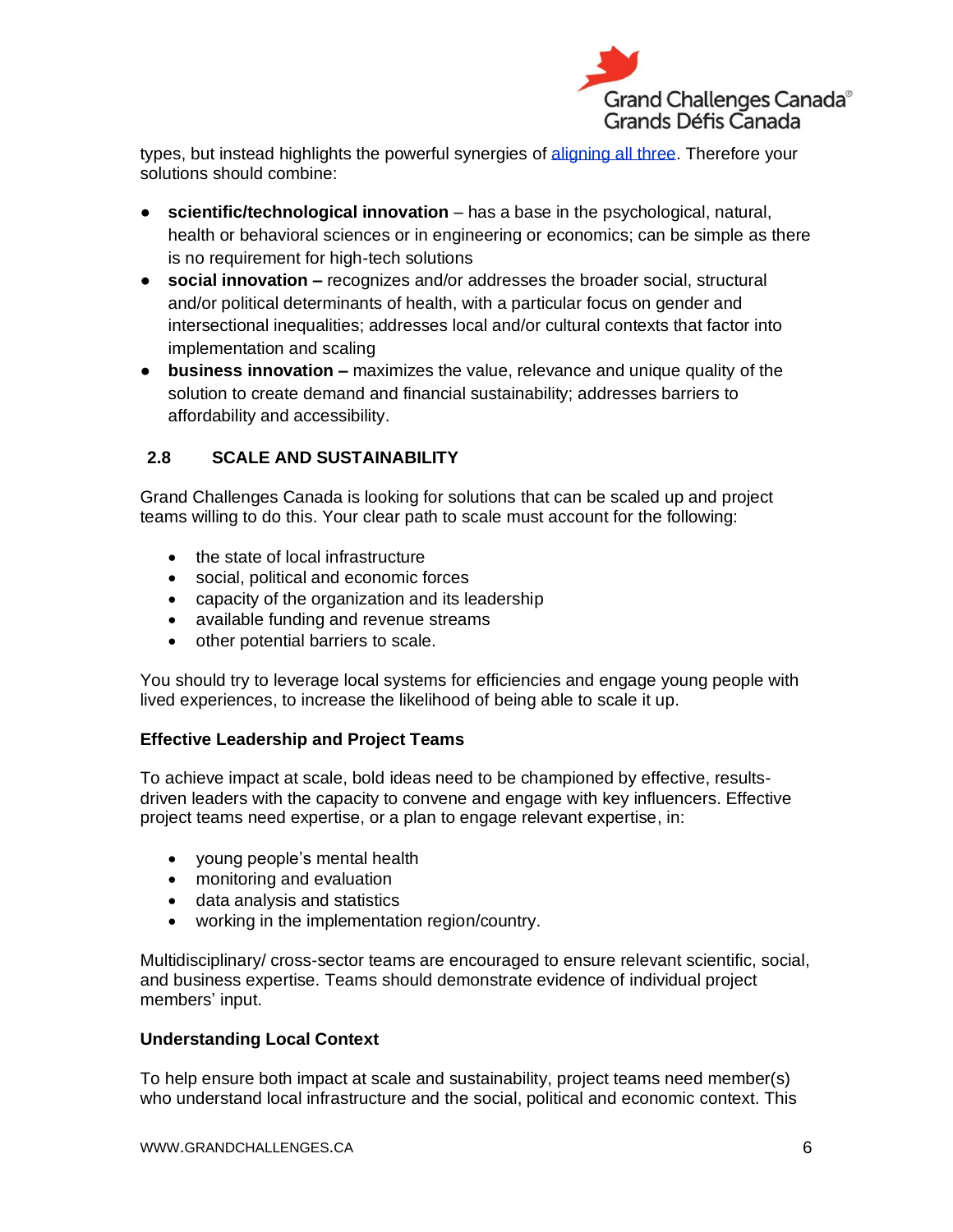types, but instead highlights the powerful synergies of aligning all three. Therefore your solutions should combine:

- **scientific/technological innovation** – has a base in the psychological, natural, health or behavioral sciences or in engineering or economics; can be simple as there is no requirement for high-tech solutions
- **social innovation –** recognizes and/or addresses the broader social, structural and/or political determinants of health, with a particular focus on gender and intersectional inequalities; addresses local and/or cultural contexts that factor into implementation and scaling
- **business innovation –** maximizes the value, relevance and unique quality of the solution to create demand and financial sustainability; addresses barriers to affordability and accessibility.

## 2.8 SCALE AND SUSTAINABILITY

Grand Challenges Canada is looking for solutions that can be scaled up and project teams willing to do this. Your clear path to scale must account for the following:

- the state of local infrastructure
- social, political and economic forces
- capacity of the organization and its leadership
- available funding and revenue streams
- other potential barriers to scale.

You should try to leverage local systems for efficiencies and engage young people with lived experiences, to increase the likelihood of being able to scale it up.

### Effective Leadership and Project Teams

To achieve impact at scale, bold ideas need to be championed by effective, results-driven leaders with the capacity to convene and engage with key influencers. Effective project teams need expertise, or a plan to engage relevant expertise, in:

- young people's mental health
- monitoring and evaluation
- data analysis and statistics
- working in the implementation region/country.

Multidisciplinary/ cross-sector teams are encouraged to ensure relevant scientific, social, and business expertise. Teams should demonstrate evidence of individual project members' input.

### Understanding Local Context

To help ensure both impact at scale and sustainability, project teams need member(s) who understand local infrastructure and the social, political and economic context. This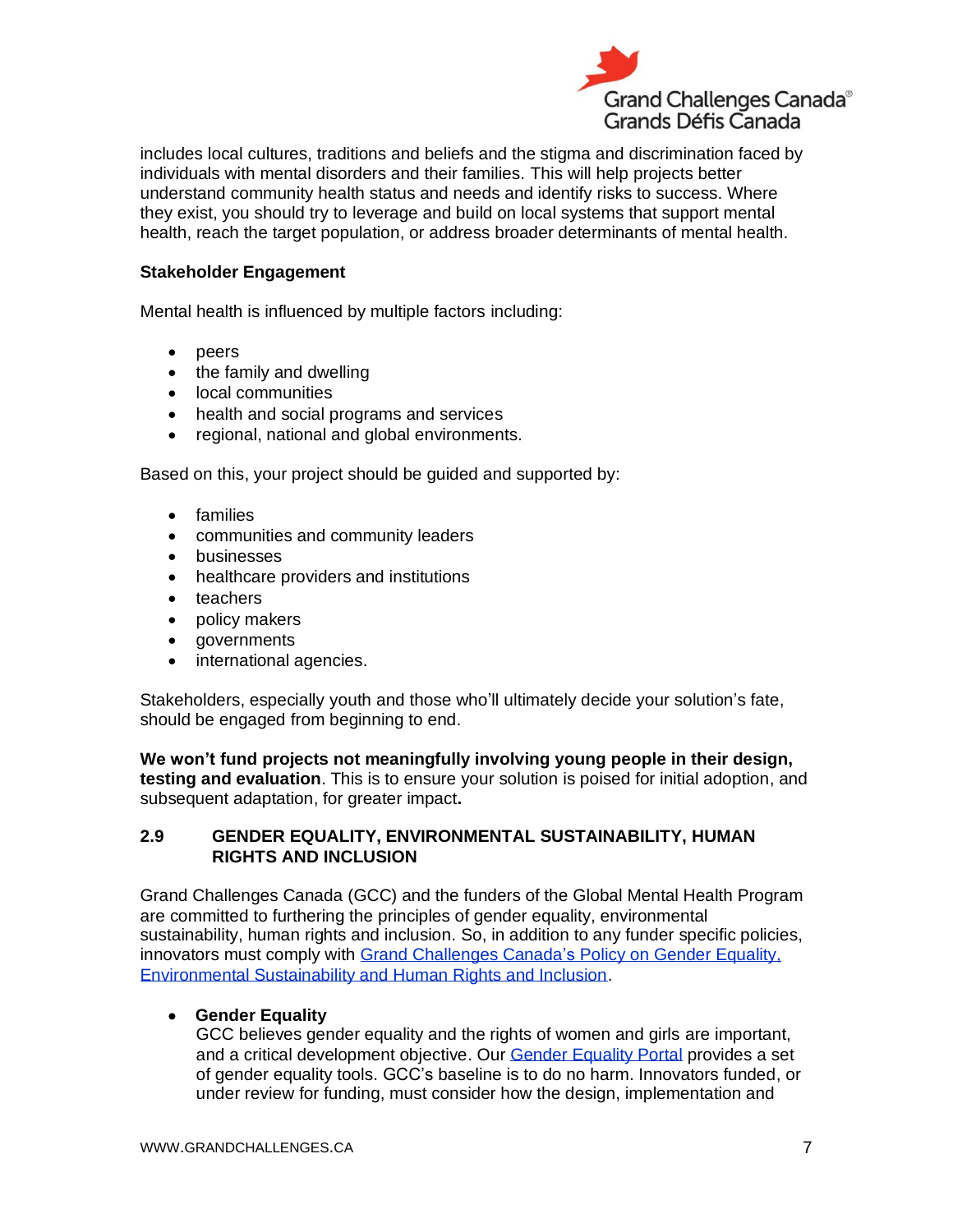includes local cultures, traditions and beliefs and the stigma and discrimination faced by individuals with mental disorders and their families. This will help projects better understand community health status and needs and identify risks to success. Where they exist, you should try to leverage and build on local systems that support mental health, reach the target population, or address broader determinants of mental health.

**Stakeholder Engagement**

Mental health is influenced by multiple factors including:

- peers
- the family and dwelling
- local communities
- health and social programs and services
- regional, national and global environments.

Based on this, your project should be guided and supported by:

- families
- communities and community leaders
- businesses
- healthcare providers and institutions
- teachers
- policy makers
- governments
- international agencies.

Stakeholders, especially youth and those who'll ultimately decide your solution's fate, should be engaged from beginning to end.

**We won't fund projects not meaningfully involving young people in their design, testing and evaluation**. This is to ensure your solution is poised for initial adoption, and subsequent adaptation, for greater impact**.**

### 2.9 GENDER EQUALITY, ENVIRONMENTAL SUSTAINABILITY, HUMAN RIGHTS AND INCLUSION

Grand Challenges Canada (GCC) and the funders of the Global Mental Health Program are committed to furthering the principles of gender equality, environmental sustainability, human rights and inclusion. So, in addition to any funder specific policies, innovators must comply with Grand Challenges Canada's Policy on Gender Equality, Environmental Sustainability and Human Rights and Inclusion.

- **Gender Equality**
  GCC believes gender equality and the rights of women and girls are important, and a critical development objective. Our Gender Equality Portal provides a set of gender equality tools. GCC's baseline is to do no harm. Innovators funded, or under review for funding, must consider how the design, implementation and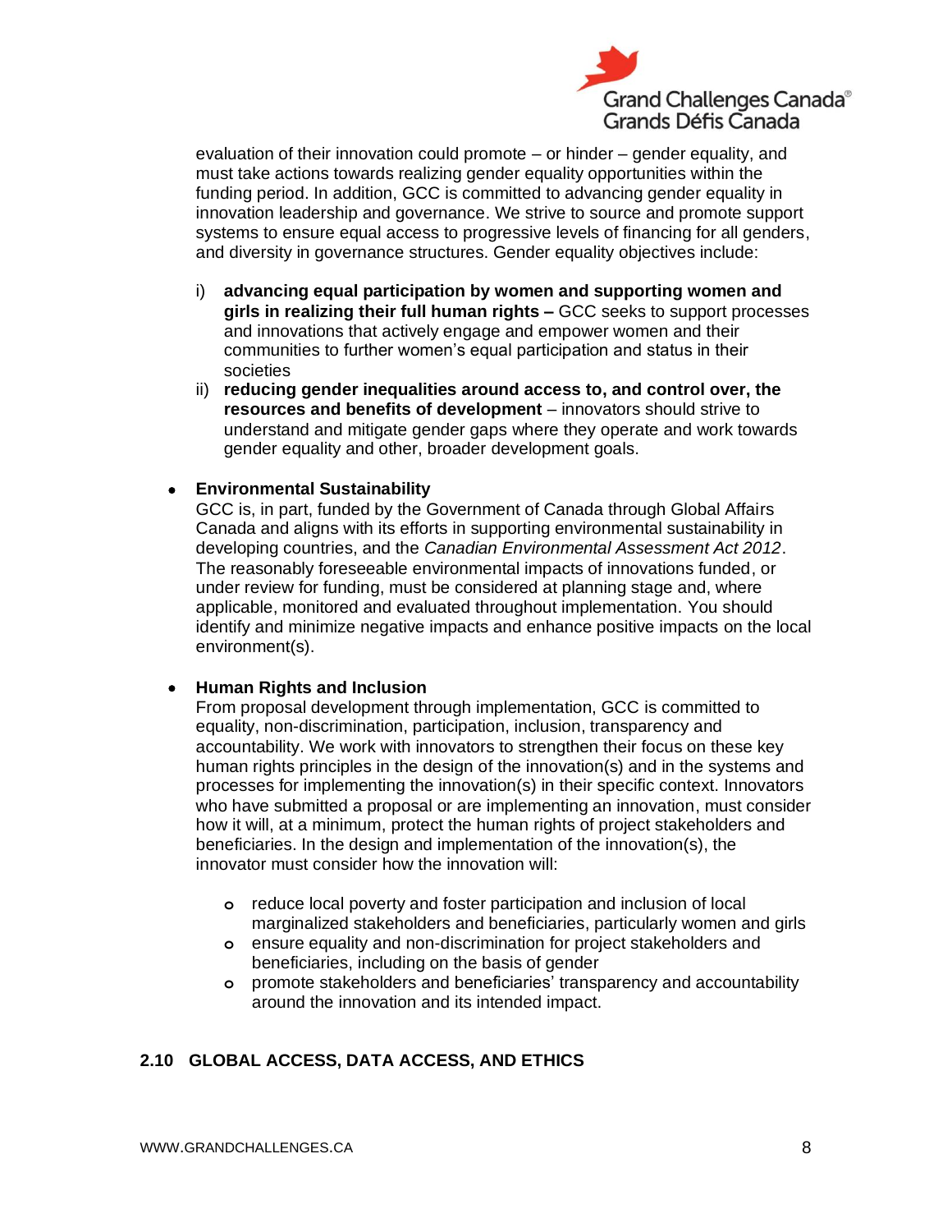evaluation of their innovation could promote – or hinder – gender equality, and must take actions towards realizing gender equality opportunities within the funding period. In addition, GCC is committed to advancing gender equality in innovation leadership and governance. We strive to source and promote support systems to ensure equal access to progressive levels of financing for all genders, and diversity in governance structures. Gender equality objectives include:

i) **advancing equal participation by women and supporting women and girls in realizing their full human rights –** GCC seeks to support processes and innovations that actively engage and empower women and their communities to further women's equal participation and status in their societies
ii) **reducing gender inequalities around access to, and control over, the resources and benefits of development** – innovators should strive to understand and mitigate gender gaps where they operate and work towards gender equality and other, broader development goals.

- **Environmental Sustainability**
  GCC is, in part, funded by the Government of Canada through Global Affairs Canada and aligns with its efforts in supporting environmental sustainability in developing countries, and the *Canadian Environmental Assessment Act 2012*. The reasonably foreseeable environmental impacts of innovations funded, or under review for funding, must be considered at planning stage and, where applicable, monitored and evaluated throughout implementation. You should identify and minimize negative impacts and enhance positive impacts on the local environment(s).

- **Human Rights and Inclusion**
  From proposal development through implementation, GCC is committed to equality, non-discrimination, participation, inclusion, transparency and accountability. We work with innovators to strengthen their focus on these key human rights principles in the design of the innovation(s) and in the systems and processes for implementing the innovation(s) in their specific context. Innovators who have submitted a proposal or are implementing an innovation, must consider how it will, at a minimum, protect the human rights of project stakeholders and beneficiaries. In the design and implementation of the innovation(s), the innovator must consider how the innovation will:
  - reduce local poverty and foster participation and inclusion of local marginalized stakeholders and beneficiaries, particularly women and girls
  - ensure equality and non-discrimination for project stakeholders and beneficiaries, including on the basis of gender
  - promote stakeholders and beneficiaries' transparency and accountability around the innovation and its intended impact.

## 2.10 GLOBAL ACCESS, DATA ACCESS, AND ETHICS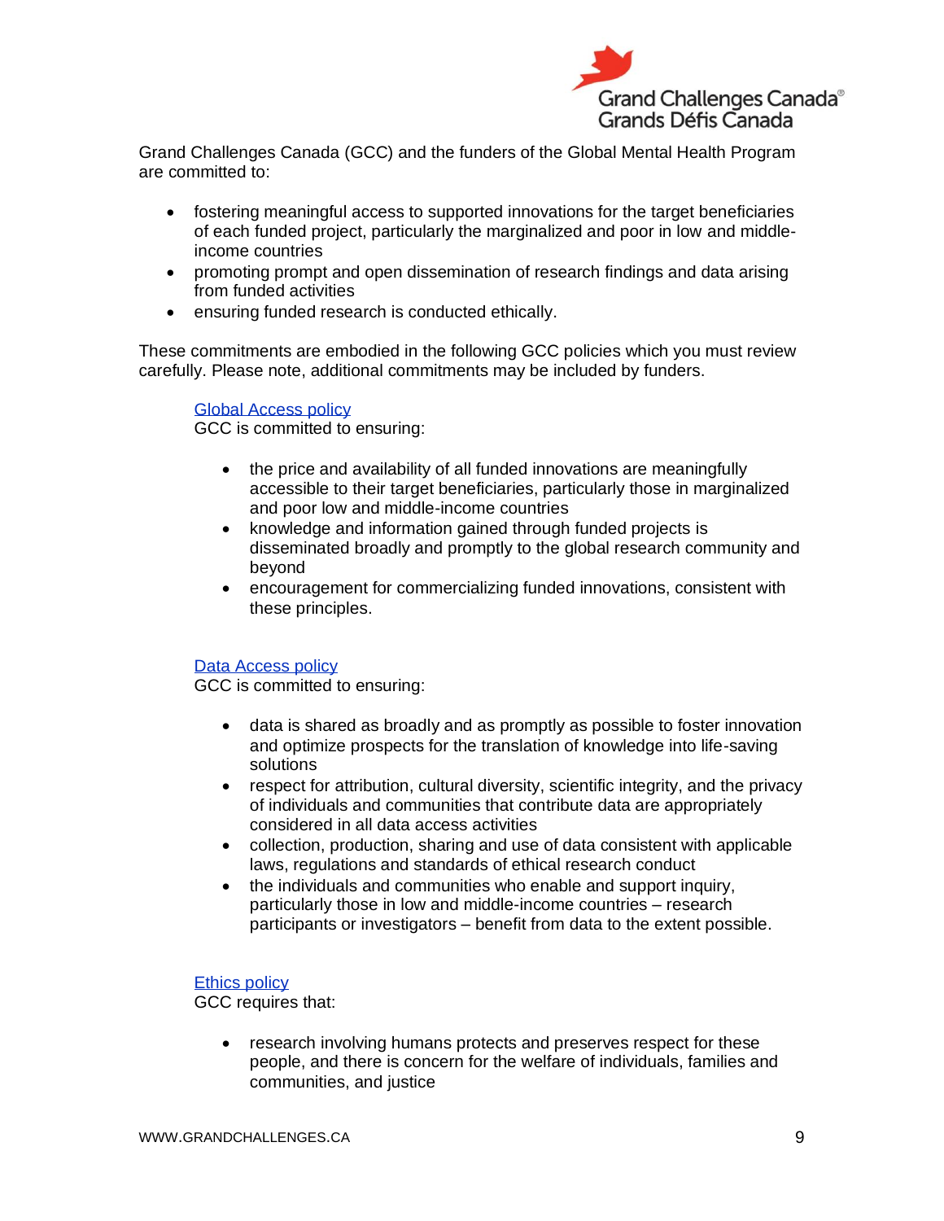Grand Challenges Canada (GCC) and the funders of the Global Mental Health Program are committed to:

- fostering meaningful access to supported innovations for the target beneficiaries of each funded project, particularly the marginalized and poor in low and middle-income countries
- promoting prompt and open dissemination of research findings and data arising from funded activities
- ensuring funded research is conducted ethically.

These commitments are embodied in the following GCC policies which you must review carefully. Please note, additional commitments may be included by funders.

[Global Access policy](#)
GCC is committed to ensuring:

- the price and availability of all funded innovations are meaningfully accessible to their target beneficiaries, particularly those in marginalized and poor low and middle-income countries
- knowledge and information gained through funded projects is disseminated broadly and promptly to the global research community and beyond
- encouragement for commercializing funded innovations, consistent with these principles.

[Data Access policy](#)
GCC is committed to ensuring:

- data is shared as broadly and as promptly as possible to foster innovation and optimize prospects for the translation of knowledge into life-saving solutions
- respect for attribution, cultural diversity, scientific integrity, and the privacy of individuals and communities that contribute data are appropriately considered in all data access activities
- collection, production, sharing and use of data consistent with applicable laws, regulations and standards of ethical research conduct
- the individuals and communities who enable and support inquiry, particularly those in low and middle-income countries – research participants or investigators – benefit from data to the extent possible.

[Ethics policy](#)
GCC requires that:

- research involving humans protects and preserves respect for these people, and there is concern for the welfare of individuals, families and communities, and justice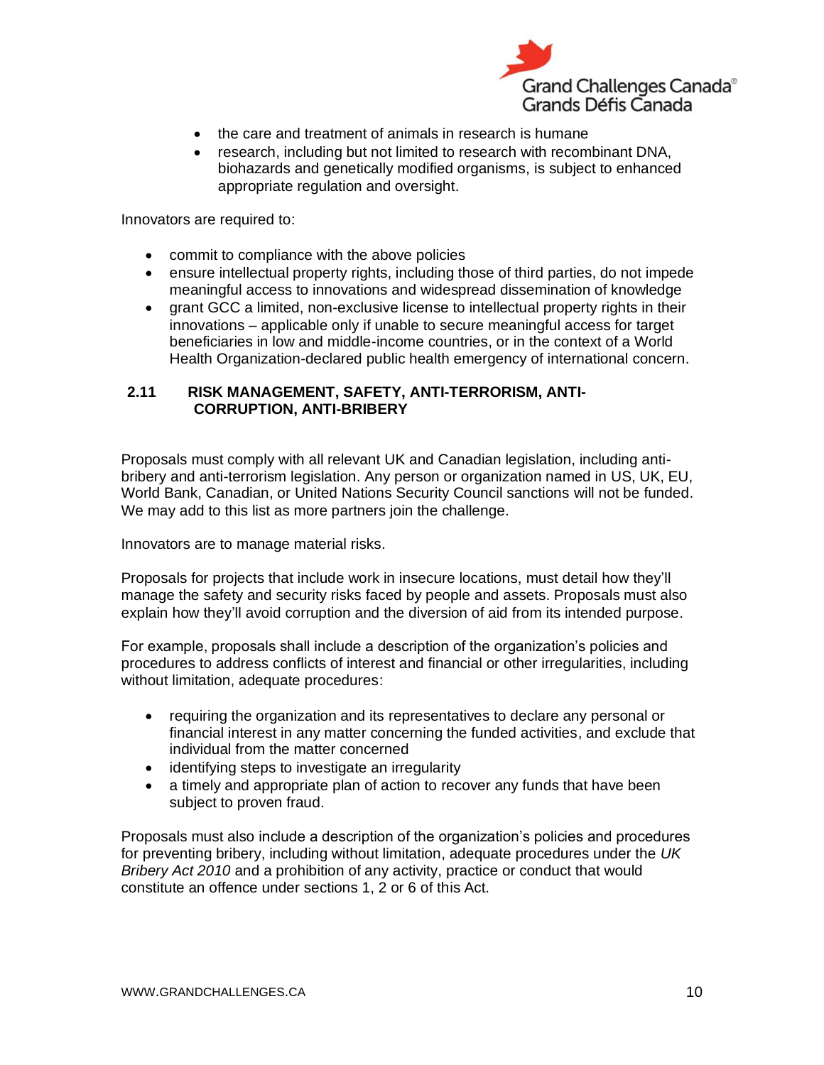- the care and treatment of animals in research is humane
- research, including but not limited to research with recombinant DNA, biohazards and genetically modified organisms, is subject to enhanced appropriate regulation and oversight.

Innovators are required to:

- commit to compliance with the above policies
- ensure intellectual property rights, including those of third parties, do not impede meaningful access to innovations and widespread dissemination of knowledge
- grant GCC a limited, non-exclusive license to intellectual property rights in their innovations – applicable only if unable to secure meaningful access for target beneficiaries in low and middle-income countries, or in the context of a World Health Organization-declared public health emergency of international concern.

### 2.11 RISK MANAGEMENT, SAFETY, ANTI-TERRORISM, ANTI-CORRUPTION, ANTI-BRIBERY

Proposals must comply with all relevant UK and Canadian legislation, including anti-bribery and anti-terrorism legislation. Any person or organization named in US, UK, EU, World Bank, Canadian, or United Nations Security Council sanctions will not be funded. We may add to this list as more partners join the challenge.

Innovators are to manage material risks.

Proposals for projects that include work in insecure locations, must detail how they'll manage the safety and security risks faced by people and assets. Proposals must also explain how they'll avoid corruption and the diversion of aid from its intended purpose.

For example, proposals shall include a description of the organization's policies and procedures to address conflicts of interest and financial or other irregularities, including without limitation, adequate procedures:

- requiring the organization and its representatives to declare any personal or financial interest in any matter concerning the funded activities, and exclude that individual from the matter concerned
- identifying steps to investigate an irregularity
- a timely and appropriate plan of action to recover any funds that have been subject to proven fraud.

Proposals must also include a description of the organization's policies and procedures for preventing bribery, including without limitation, adequate procedures under the *UK Bribery Act 2010* and a prohibition of any activity, practice or conduct that would constitute an offence under sections 1, 2 or 6 of this Act.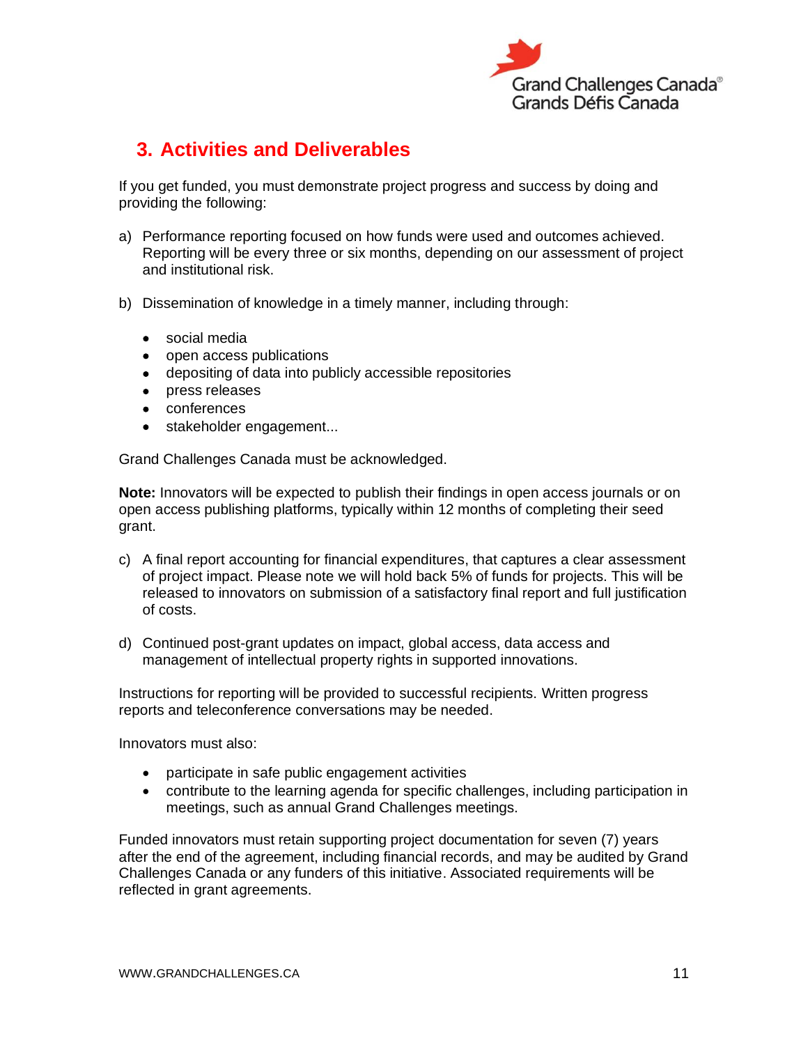## 3. Activities and Deliverables

If you get funded, you must demonstrate project progress and success by doing and providing the following:

a) Performance reporting focused on how funds were used and outcomes achieved. Reporting will be every three or six months, depending on our assessment of project and institutional risk.

b) Dissemination of knowledge in a timely manner, including through:

- social media
- open access publications
- depositing of data into publicly accessible repositories
- press releases
- conferences
- stakeholder engagement...

Grand Challenges Canada must be acknowledged.

**Note:** Innovators will be expected to publish their findings in open access journals or on open access publishing platforms, typically within 12 months of completing their seed grant.

c) A final report accounting for financial expenditures, that captures a clear assessment of project impact. Please note we will hold back 5% of funds for projects. This will be released to innovators on submission of a satisfactory final report and full justification of costs.

d) Continued post-grant updates on impact, global access, data access and management of intellectual property rights in supported innovations.

Instructions for reporting will be provided to successful recipients. Written progress reports and teleconference conversations may be needed.

Innovators must also:

- participate in safe public engagement activities
- contribute to the learning agenda for specific challenges, including participation in meetings, such as annual Grand Challenges meetings.

Funded innovators must retain supporting project documentation for seven (7) years after the end of the agreement, including financial records, and may be audited by Grand Challenges Canada or any funders of this initiative. Associated requirements will be reflected in grant agreements.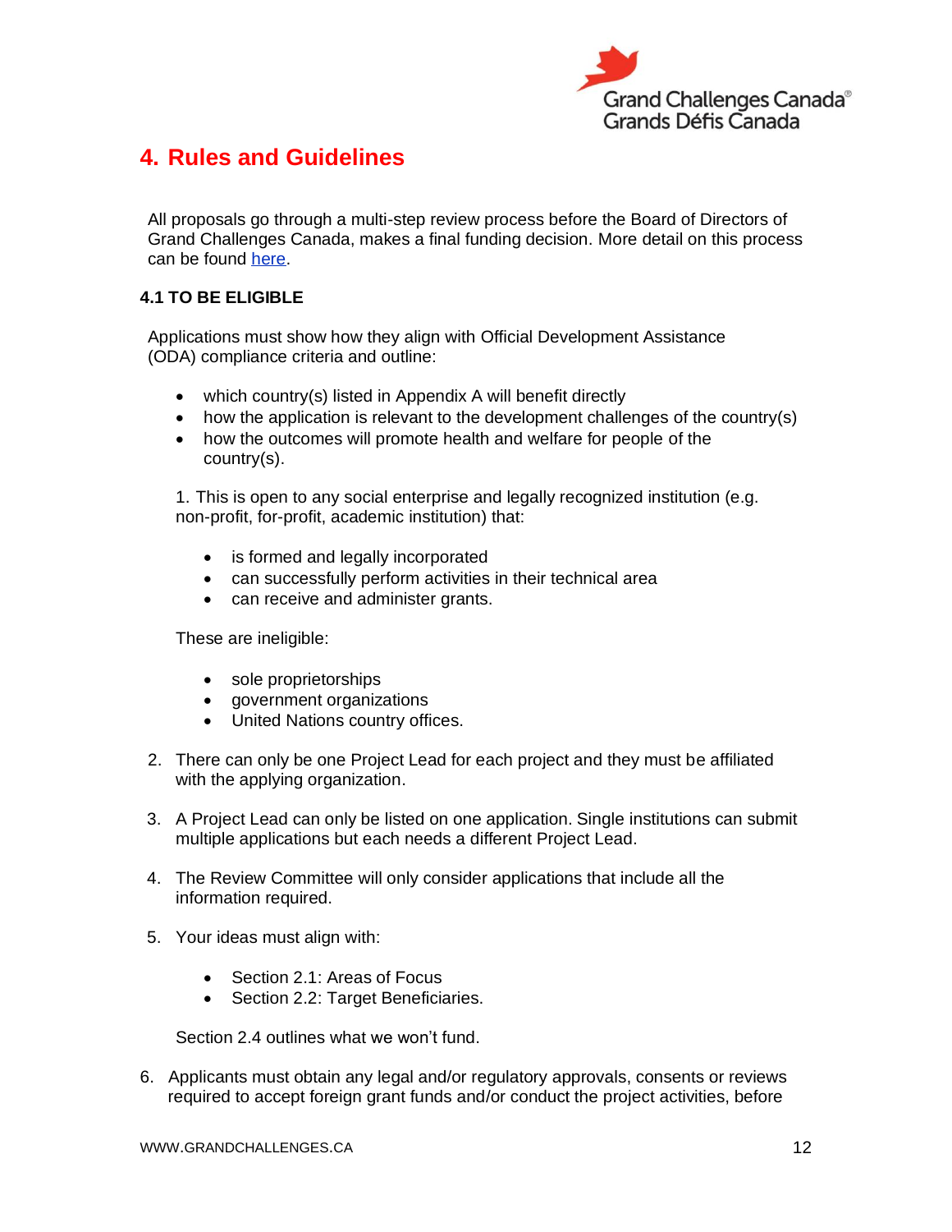# 4. Rules and Guidelines

All proposals go through a multi-step review process before the Board of Directors of Grand Challenges Canada, makes a final funding decision. More detail on this process can be found [here](#).

### 4.1 TO BE ELIGIBLE

Applications must show how they align with Official Development Assistance (ODA) compliance criteria and outline:

- which country(s) listed in Appendix A will benefit directly
- how the application is relevant to the development challenges of the country(s)
- how the outcomes will promote health and welfare for people of the country(s).

1. This is open to any social enterprise and legally recognized institution (e.g. non-profit, for-profit, academic institution) that:

    - is formed and legally incorporated
    - can successfully perform activities in their technical area
    - can receive and administer grants.

    These are ineligible:

    - sole proprietorships
    - government organizations
    - United Nations country offices.

2. There can only be one Project Lead for each project and they must be affiliated with the applying organization.

3. A Project Lead can only be listed on one application. Single institutions can submit multiple applications but each needs a different Project Lead.

4. The Review Committee will only consider applications that include all the information required.

5. Your ideas must align with:

    - Section 2.1: Areas of Focus
    - Section 2.2: Target Beneficiaries.

    Section 2.4 outlines what we won't fund.

6. Applicants must obtain any legal and/or regulatory approvals, consents or reviews required to accept foreign grant funds and/or conduct the project activities, before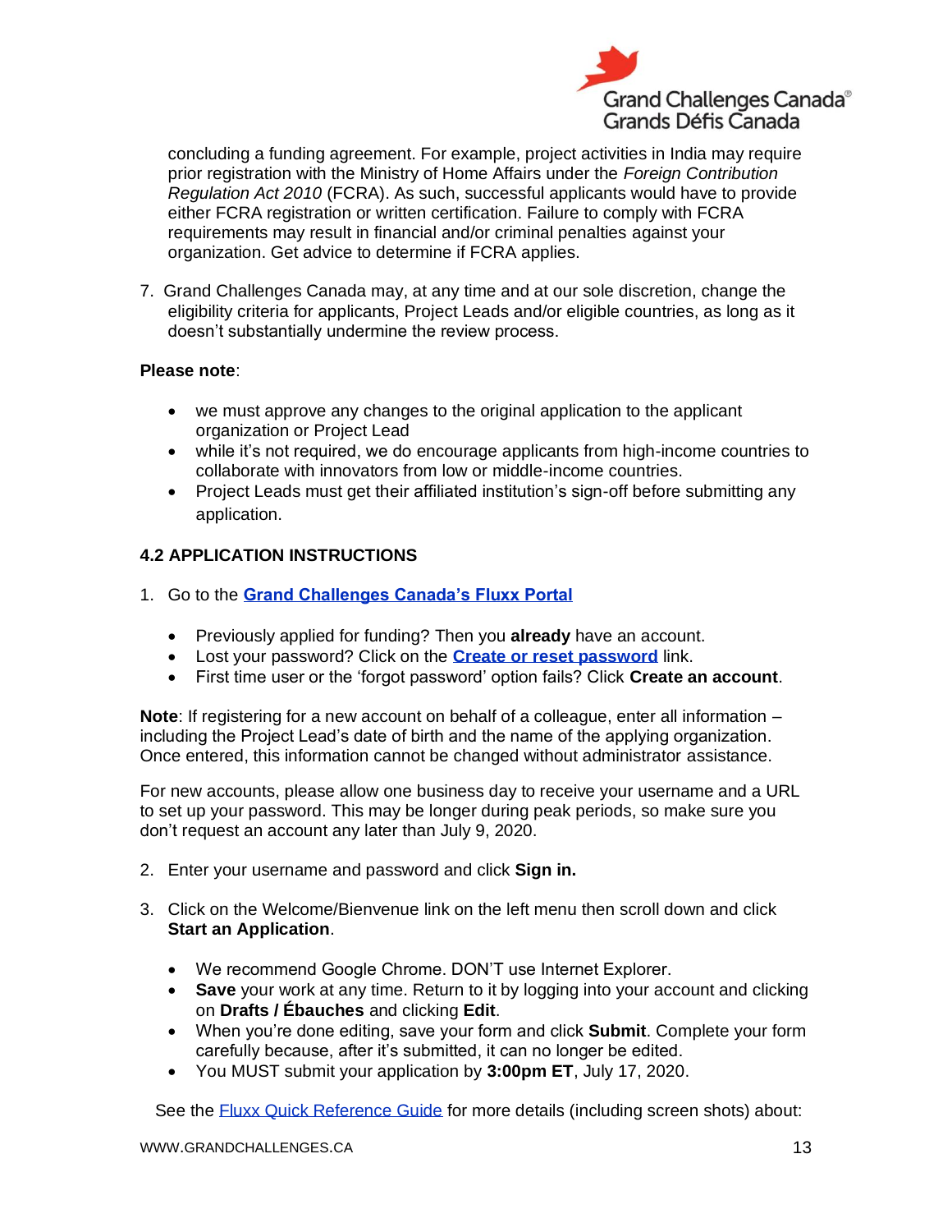concluding a funding agreement. For example, project activities in India may require prior registration with the Ministry of Home Affairs under the *Foreign Contribution Regulation Act 2010* (FCRA). As such, successful applicants would have to provide either FCRA registration or written certification. Failure to comply with FCRA requirements may result in financial and/or criminal penalties against your organization. Get advice to determine if FCRA applies.

7. Grand Challenges Canada may, at any time and at our sole discretion, change the eligibility criteria for applicants, Project Leads and/or eligible countries, as long as it doesn't substantially undermine the review process.

**Please note**:

- we must approve any changes to the original application to the applicant organization or Project Lead
- while it's not required, we do encourage applicants from high-income countries to collaborate with innovators from low or middle-income countries.
- Project Leads must get their affiliated institution's sign-off before submitting any application.

### 4.2 APPLICATION INSTRUCTIONS

1. Go to the **Grand Challenges Canada's Fluxx Portal**

   - Previously applied for funding? Then you **already** have an account.
   - Lost your password? Click on the **Create or reset password** link.
   - First time user or the 'forgot password' option fails? Click **Create an account**.

**Note**: If registering for a new account on behalf of a colleague, enter all information – including the Project Lead's date of birth and the name of the applying organization. Once entered, this information cannot be changed without administrator assistance.

For new accounts, please allow one business day to receive your username and a URL to set up your password. This may be longer during peak periods, so make sure you don't request an account any later than July 9, 2020.

2. Enter your username and password and click **Sign in.**

3. Click on the Welcome/Bienvenue link on the left menu then scroll down and click **Start an Application**.

   - We recommend Google Chrome. DON'T use Internet Explorer.
   - **Save** your work at any time. Return to it by logging into your account and clicking on **Drafts / Ébauches** and clicking **Edit**.
   - When you're done editing, save your form and click **Submit**. Complete your form carefully because, after it's submitted, it can no longer be edited.
   - You MUST submit your application by **3:00pm ET**, July 17, 2020.

See the Fluxx Quick Reference Guide for more details (including screen shots) about: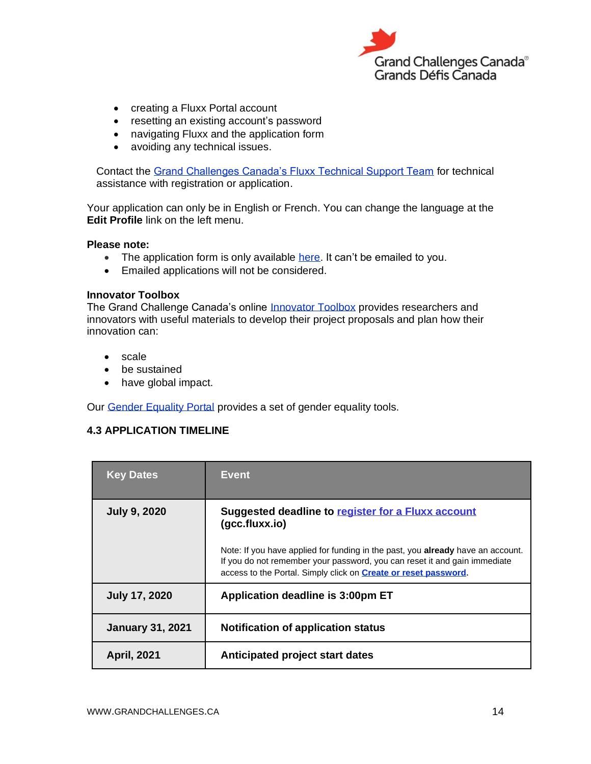- creating a Fluxx Portal account
- resetting an existing account's password
- navigating Fluxx and the application form
- avoiding any technical issues.

Contact the Grand Challenges Canada's Fluxx Technical Support Team for technical assistance with registration or application.

Your application can only be in English or French. You can change the language at the **Edit Profile** link on the left menu.

**Please note:**

- The application form is only available here. It can't be emailed to you.
- Emailed applications will not be considered.

**Innovator Toolbox**
The Grand Challenge Canada's online Innovator Toolbox provides researchers and innovators with useful materials to develop their project proposals and plan how their innovation can:

- scale
- be sustained
- have global impact.

Our Gender Equality Portal provides a set of gender equality tools.

### 4.3 APPLICATION TIMELINE

| Key Dates | Event |
|---|---|
| **July 9, 2020** | **Suggested deadline to register for a Fluxx account (gcc.fluxx.io)**<br><br>Note: If you have applied for funding in the past, you **already** have an account. If you do not remember your password, you can reset it and gain immediate access to the Portal. Simply click on **Create or reset password**. |
| **July 17, 2020** | **Application deadline is 3:00pm ET** |
| **January 31, 2021** | **Notification of application status** |
| **April, 2021** | **Anticipated project start dates** |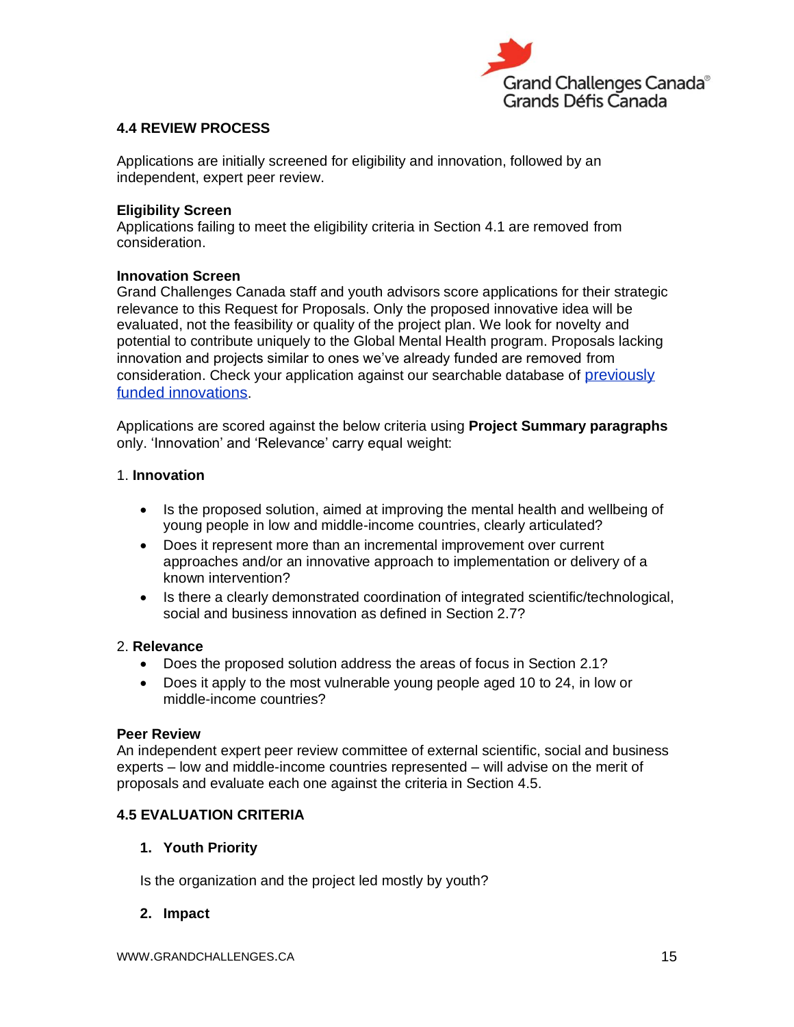### 4.4 REVIEW PROCESS

Applications are initially screened for eligibility and innovation, followed by an independent, expert peer review.

**Eligibility Screen**
Applications failing to meet the eligibility criteria in Section 4.1 are removed from consideration.

**Innovation Screen**
Grand Challenges Canada staff and youth advisors score applications for their strategic relevance to this Request for Proposals. Only the proposed innovative idea will be evaluated, not the feasibility or quality of the project plan. We look for novelty and potential to contribute uniquely to the Global Mental Health program. Proposals lacking innovation and projects similar to ones we've already funded are removed from consideration. Check your application against our searchable database of [previously funded innovations](previously funded innovations).

Applications are scored against the below criteria using **Project Summary paragraphs** only. 'Innovation' and 'Relevance' carry equal weight:

1. **Innovation**

- Is the proposed solution, aimed at improving the mental health and wellbeing of young people in low and middle-income countries, clearly articulated?
- Does it represent more than an incremental improvement over current approaches and/or an innovative approach to implementation or delivery of a known intervention?
- Is there a clearly demonstrated coordination of integrated scientific/technological, social and business innovation as defined in Section 2.7?

2. **Relevance**

- Does the proposed solution address the areas of focus in Section 2.1?
- Does it apply to the most vulnerable young people aged 10 to 24, in low or middle-income countries?

**Peer Review**
An independent expert peer review committee of external scientific, social and business experts – low and middle-income countries represented – will advise on the merit of proposals and evaluate each one against the criteria in Section 4.5.

### 4.5 EVALUATION CRITERIA

1. **Youth Priority**

   Is the organization and the project led mostly by youth?

2. **Impact**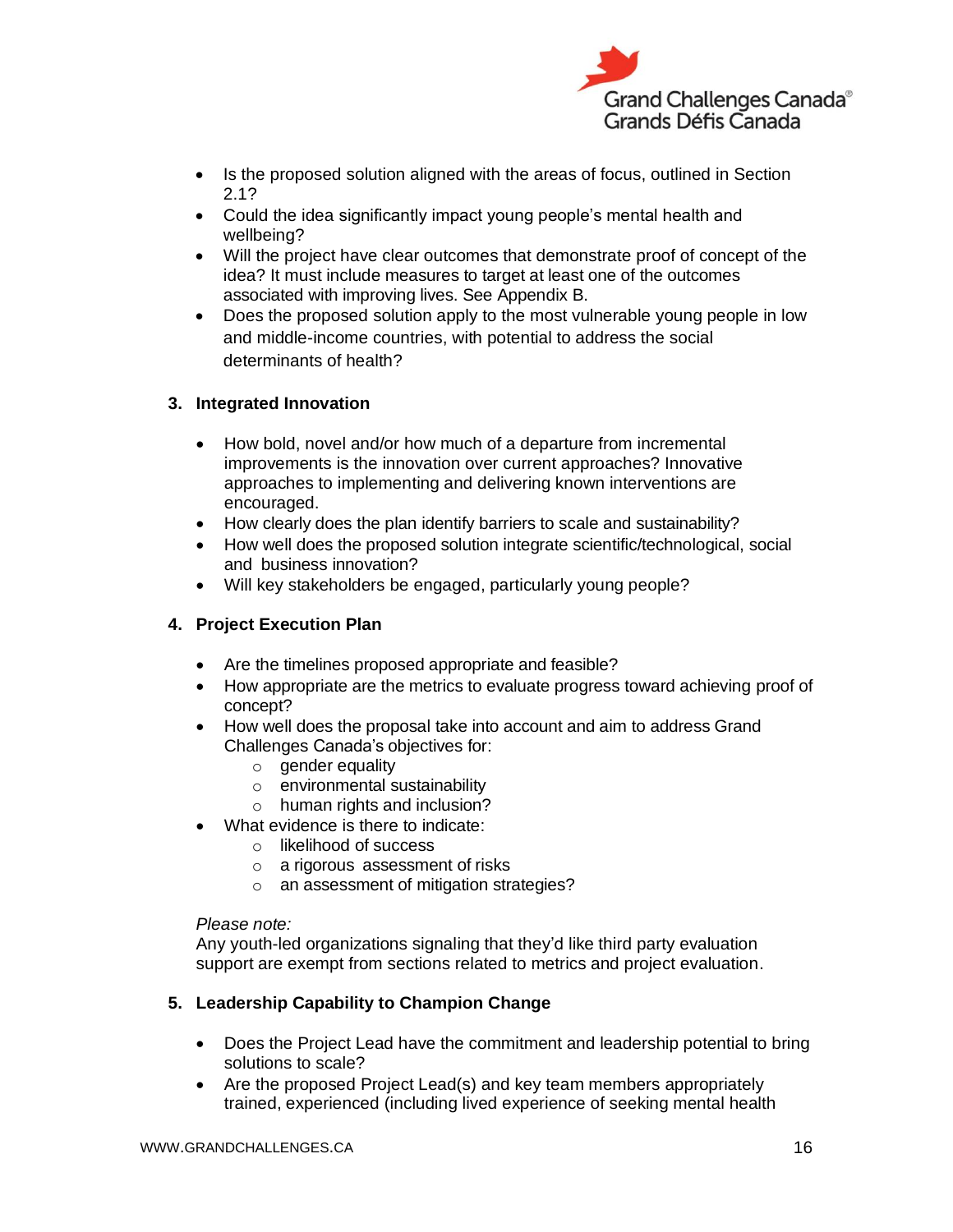- Is the proposed solution aligned with the areas of focus, outlined in Section 2.1?
- Could the idea significantly impact young people's mental health and wellbeing?
- Will the project have clear outcomes that demonstrate proof of concept of the idea? It must include measures to target at least one of the outcomes associated with improving lives. See Appendix B.
- Does the proposed solution apply to the most vulnerable young people in low and middle-income countries, with potential to address the social determinants of health?

**3. Integrated Innovation**

- How bold, novel and/or how much of a departure from incremental improvements is the innovation over current approaches? Innovative approaches to implementing and delivering known interventions are encouraged.
- How clearly does the plan identify barriers to scale and sustainability?
- How well does the proposed solution integrate scientific/technological, social and business innovation?
- Will key stakeholders be engaged, particularly young people?

**4. Project Execution Plan**

- Are the timelines proposed appropriate and feasible?
- How appropriate are the metrics to evaluate progress toward achieving proof of concept?
- How well does the proposal take into account and aim to address Grand Challenges Canada's objectives for:
    - gender equality
    - environmental sustainability
    - human rights and inclusion?
- What evidence is there to indicate:
    - likelihood of success
    - a rigorous assessment of risks
    - an assessment of mitigation strategies?

*Please note:*
Any youth-led organizations signaling that they'd like third party evaluation support are exempt from sections related to metrics and project evaluation.

**5. Leadership Capability to Champion Change**

- Does the Project Lead have the commitment and leadership potential to bring solutions to scale?
- Are the proposed Project Lead(s) and key team members appropriately trained, experienced (including lived experience of seeking mental health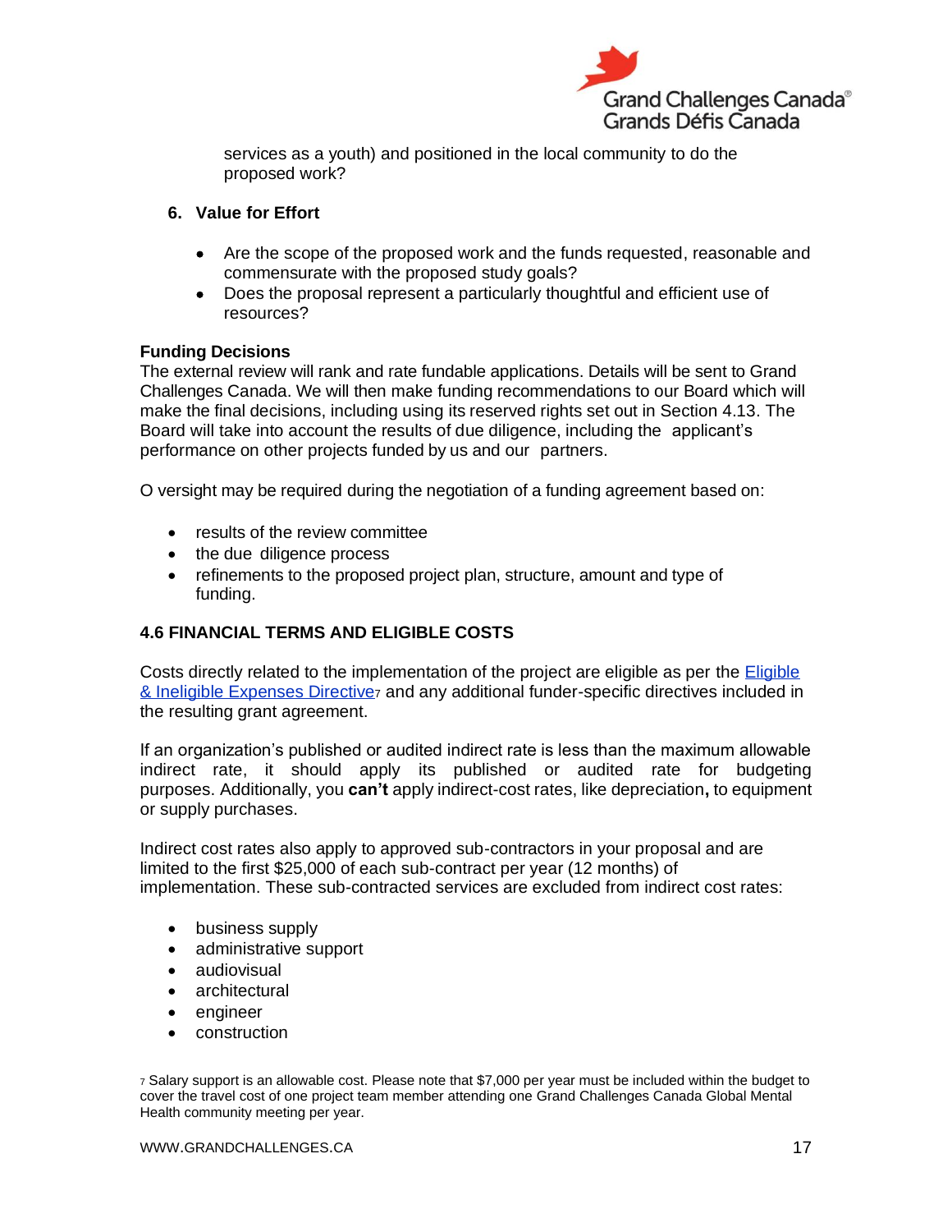services as a youth) and positioned in the local community to do the proposed work?

6. **Value for Effort**

- Are the scope of the proposed work and the funds requested, reasonable and commensurate with the proposed study goals?
- Does the proposal represent a particularly thoughtful and efficient use of resources?

**Funding Decisions**

The external review will rank and rate fundable applications. Details will be sent to Grand Challenges Canada. We will then make funding recommendations to our Board which will make the final decisions, including using its reserved rights set out in Section 4.13. The Board will take into account the results of due diligence, including the applicant's performance on other projects funded by us and our partners.

O versight may be required during the negotiation of a funding agreement based on:

- results of the review committee
- the due diligence process
- refinements to the proposed project plan, structure, amount and type of funding.

### 4.6 FINANCIAL TERMS AND ELIGIBLE COSTS

Costs directly related to the implementation of the project are eligible as per the Eligible & Ineligible Expenses Directive[7] and any additional funder-specific directives included in the resulting grant agreement.

If an organization's published or audited indirect rate is less than the maximum allowable indirect rate, it should apply its published or audited rate for budgeting purposes. Additionally, you **can't** apply indirect-cost rates, like depreciation**,** to equipment or supply purchases.

Indirect cost rates also apply to approved sub-contractors in your proposal and are limited to the first $25,000 of each sub-contract per year (12 months) of implementation. These sub-contracted services are excluded from indirect cost rates:

- business supply
- administrative support
- audiovisual
- architectural
- engineer
- construction

[7] Salary support is an allowable cost. Please note that $7,000 per year must be included within the budget to cover the travel cost of one project team member attending one Grand Challenges Canada Global Mental Health community meeting per year.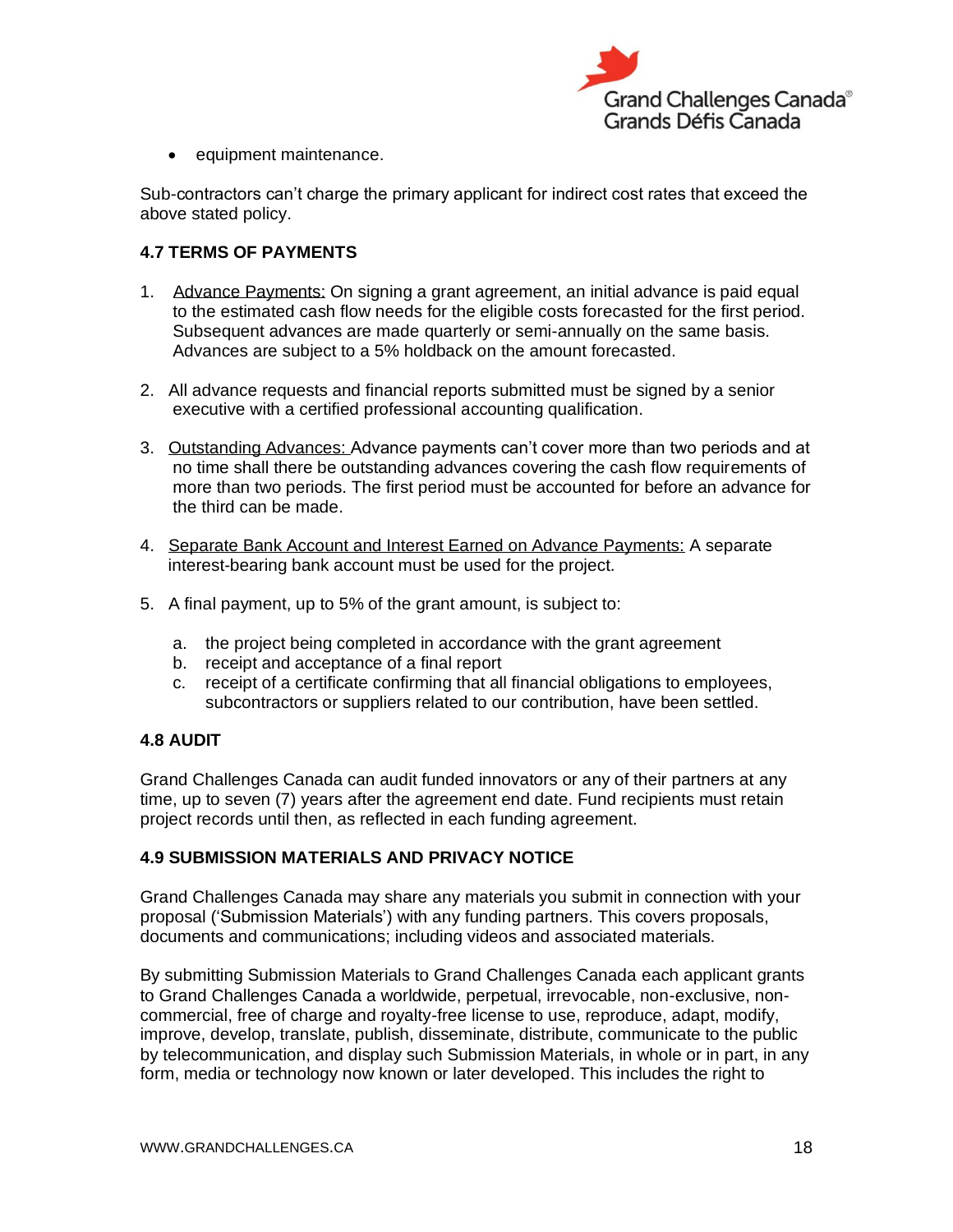- equipment maintenance.

Sub-contractors can't charge the primary applicant for indirect cost rates that exceed the above stated policy.

### 4.7 TERMS OF PAYMENTS

1. Advance Payments: On signing a grant agreement, an initial advance is paid equal to the estimated cash flow needs for the eligible costs forecasted for the first period. Subsequent advances are made quarterly or semi-annually on the same basis. Advances are subject to a 5% holdback on the amount forecasted.

2. All advance requests and financial reports submitted must be signed by a senior executive with a certified professional accounting qualification.

3. Outstanding Advances: Advance payments can't cover more than two periods and at no time shall there be outstanding advances covering the cash flow requirements of more than two periods. The first period must be accounted for before an advance for the third can be made.

4. Separate Bank Account and Interest Earned on Advance Payments: A separate interest-bearing bank account must be used for the project.

5. A final payment, up to 5% of the grant amount, is subject to:

   a. the project being completed in accordance with the grant agreement
   b. receipt and acceptance of a final report
   c. receipt of a certificate confirming that all financial obligations to employees, subcontractors or suppliers related to our contribution, have been settled.

### 4.8 AUDIT

Grand Challenges Canada can audit funded innovators or any of their partners at any time, up to seven (7) years after the agreement end date. Fund recipients must retain project records until then, as reflected in each funding agreement.

### 4.9 SUBMISSION MATERIALS AND PRIVACY NOTICE

Grand Challenges Canada may share any materials you submit in connection with your proposal ('Submission Materials') with any funding partners. This covers proposals, documents and communications; including videos and associated materials.

By submitting Submission Materials to Grand Challenges Canada each applicant grants to Grand Challenges Canada a worldwide, perpetual, irrevocable, non-exclusive, non-commercial, free of charge and royalty-free license to use, reproduce, adapt, modify, improve, develop, translate, publish, disseminate, distribute, communicate to the public by telecommunication, and display such Submission Materials, in whole or in part, in any form, media or technology now known or later developed. This includes the right to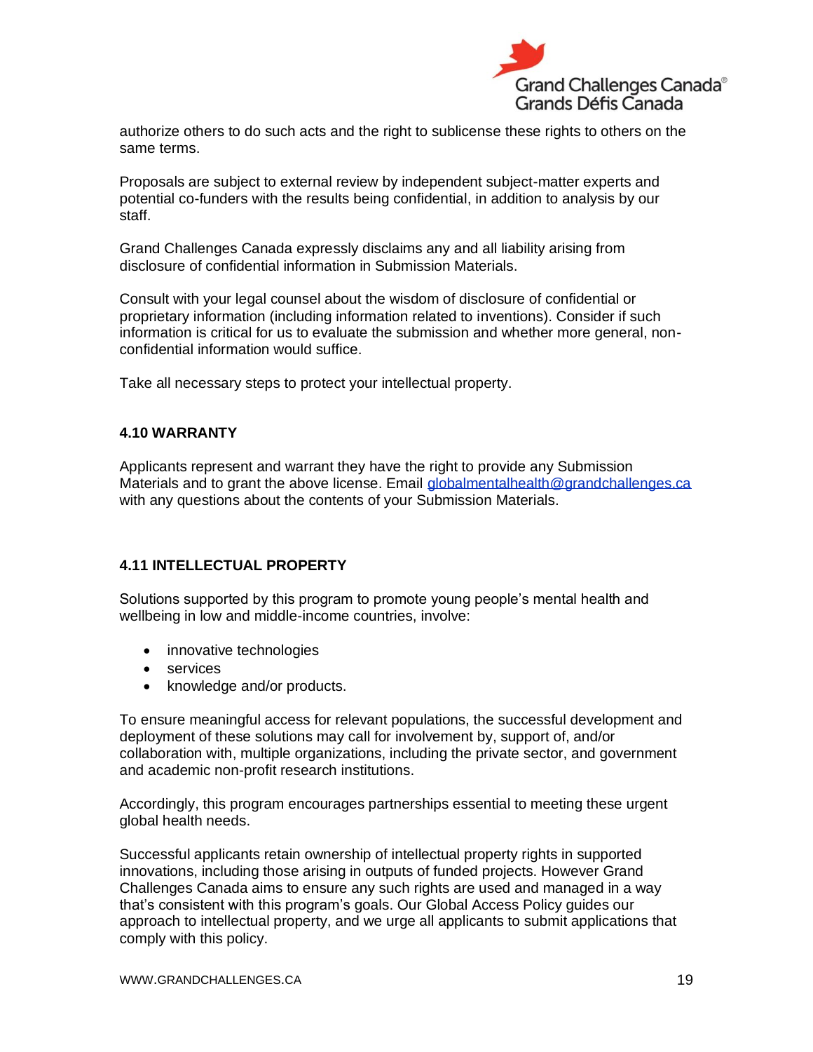authorize others to do such acts and the right to sublicense these rights to others on the same terms.

Proposals are subject to external review by independent subject-matter experts and potential co-funders with the results being confidential, in addition to analysis by our staff.

Grand Challenges Canada expressly disclaims any and all liability arising from disclosure of confidential information in Submission Materials.

Consult with your legal counsel about the wisdom of disclosure of confidential or proprietary information (including information related to inventions). Consider if such information is critical for us to evaluate the submission and whether more general, non-confidential information would suffice.

Take all necessary steps to protect your intellectual property.

### 4.10 WARRANTY

Applicants represent and warrant they have the right to provide any Submission Materials and to grant the above license. Email globalmentalhealth@grandchallenges.ca with any questions about the contents of your Submission Materials.

### 4.11 INTELLECTUAL PROPERTY

Solutions supported by this program to promote young people's mental health and wellbeing in low and middle-income countries, involve:

- innovative technologies
- services
- knowledge and/or products.

To ensure meaningful access for relevant populations, the successful development and deployment of these solutions may call for involvement by, support of, and/or collaboration with, multiple organizations, including the private sector, and government and academic non-profit research institutions.

Accordingly, this program encourages partnerships essential to meeting these urgent global health needs.

Successful applicants retain ownership of intellectual property rights in supported innovations, including those arising in outputs of funded projects. However Grand Challenges Canada aims to ensure any such rights are used and managed in a way that's consistent with this program's goals. Our Global Access Policy guides our approach to intellectual property, and we urge all applicants to submit applications that comply with this policy.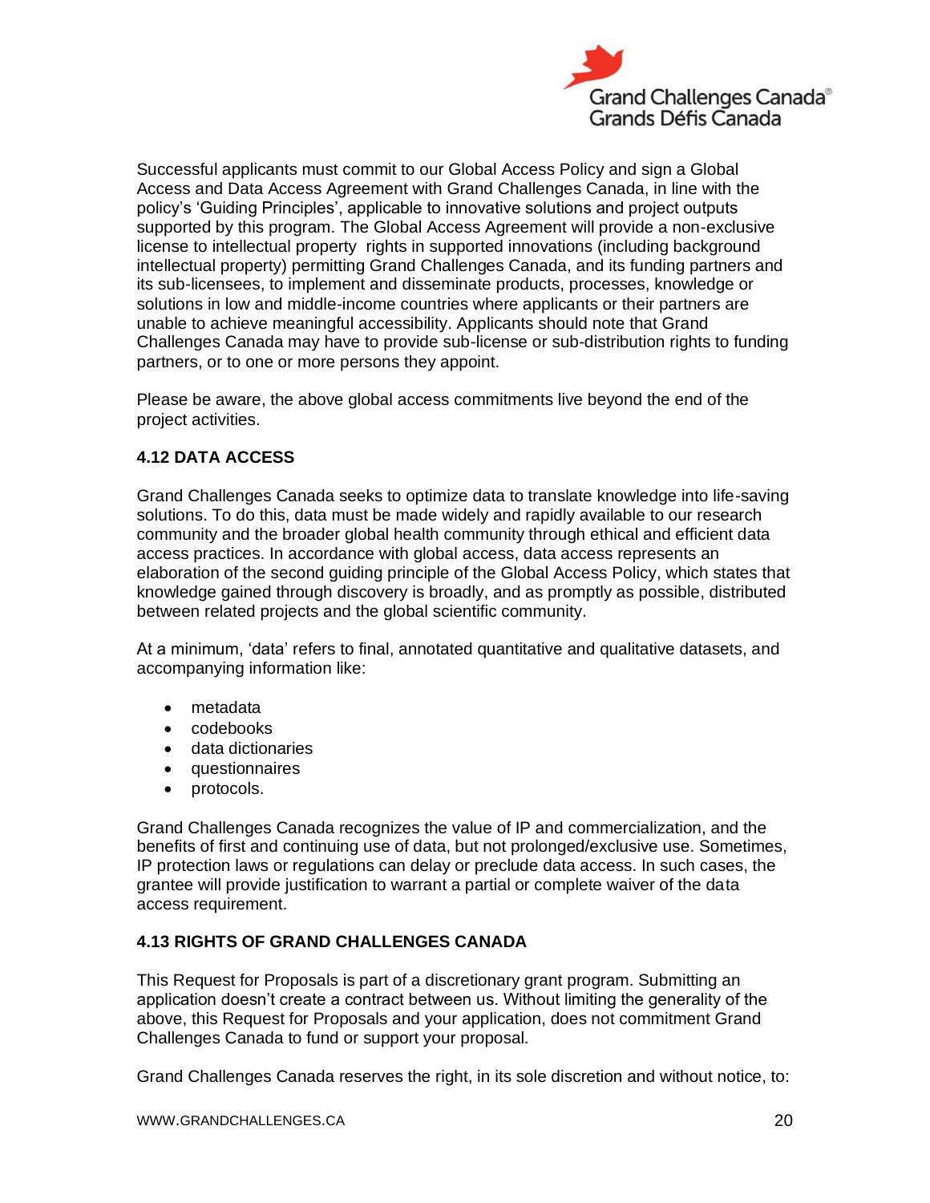Successful applicants must commit to our Global Access Policy and sign a Global Access and Data Access Agreement with Grand Challenges Canada, in line with the policy's 'Guiding Principles', applicable to innovative solutions and project outputs supported by this program. The Global Access Agreement will provide a non-exclusive license to intellectual property rights in supported innovations (including background intellectual property) permitting Grand Challenges Canada, and its funding partners and its sub-licensees, to implement and disseminate products, processes, knowledge or solutions in low and middle-income countries where applicants or their partners are unable to achieve meaningful accessibility. Applicants should note that Grand Challenges Canada may have to provide sub-license or sub-distribution rights to funding partners, or to one or more persons they appoint.

Please be aware, the above global access commitments live beyond the end of the project activities.

### 4.12 DATA ACCESS

Grand Challenges Canada seeks to optimize data to translate knowledge into life-saving solutions. To do this, data must be made widely and rapidly available to our research community and the broader global health community through ethical and efficient data access practices. In accordance with global access, data access represents an elaboration of the second guiding principle of the Global Access Policy, which states that knowledge gained through discovery is broadly, and as promptly as possible, distributed between related projects and the global scientific community.

At a minimum, 'data' refers to final, annotated quantitative and qualitative datasets, and accompanying information like:

- metadata
- codebooks
- data dictionaries
- questionnaires
- protocols.

Grand Challenges Canada recognizes the value of IP and commercialization, and the benefits of first and continuing use of data, but not prolonged/exclusive use. Sometimes, IP protection laws or regulations can delay or preclude data access. In such cases, the grantee will provide justification to warrant a partial or complete waiver of the data access requirement.

### 4.13 RIGHTS OF GRAND CHALLENGES CANADA

This Request for Proposals is part of a discretionary grant program. Submitting an application doesn't create a contract between us. Without limiting the generality of the above, this Request for Proposals and your application, does not commitment Grand Challenges Canada to fund or support your proposal.

Grand Challenges Canada reserves the right, in its sole discretion and without notice, to: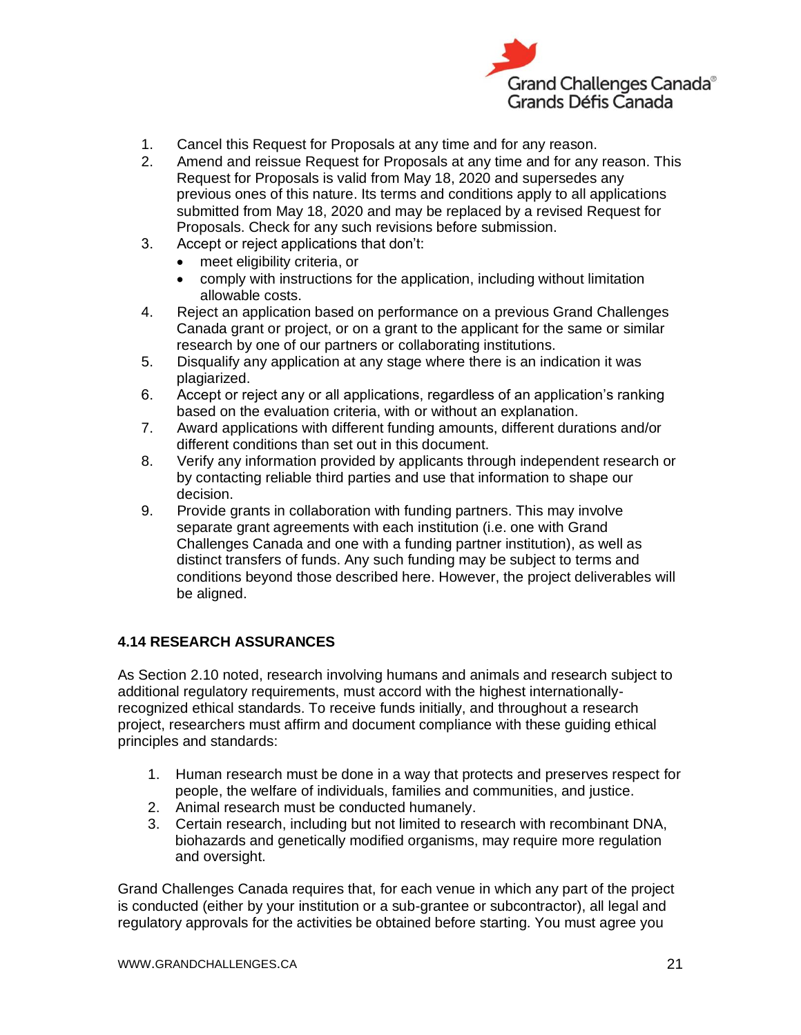1. Cancel this Request for Proposals at any time and for any reason.
2. Amend and reissue Request for Proposals at any time and for any reason. This Request for Proposals is valid from May 18, 2020 and supersedes any previous ones of this nature. Its terms and conditions apply to all applications submitted from May 18, 2020 and may be replaced by a revised Request for Proposals. Check for any such revisions before submission.
3. Accept or reject applications that don't:
   - meet eligibility criteria, or
   - comply with instructions for the application, including without limitation allowable costs.
4. Reject an application based on performance on a previous Grand Challenges Canada grant or project, or on a grant to the applicant for the same or similar research by one of our partners or collaborating institutions.
5. Disqualify any application at any stage where there is an indication it was plagiarized.
6. Accept or reject any or all applications, regardless of an application's ranking based on the evaluation criteria, with or without an explanation.
7. Award applications with different funding amounts, different durations and/or different conditions than set out in this document.
8. Verify any information provided by applicants through independent research or by contacting reliable third parties and use that information to shape our decision.
9. Provide grants in collaboration with funding partners. This may involve separate grant agreements with each institution (i.e. one with Grand Challenges Canada and one with a funding partner institution), as well as distinct transfers of funds. Any such funding may be subject to terms and conditions beyond those described here. However, the project deliverables will be aligned.

### 4.14 RESEARCH ASSURANCES

As Section 2.10 noted, research involving humans and animals and research subject to additional regulatory requirements, must accord with the highest internationally-recognized ethical standards. To receive funds initially, and throughout a research project, researchers must affirm and document compliance with these guiding ethical principles and standards:

1. Human research must be done in a way that protects and preserves respect for people, the welfare of individuals, families and communities, and justice.
2. Animal research must be conducted humanely.
3. Certain research, including but not limited to research with recombinant DNA, biohazards and genetically modified organisms, may require more regulation and oversight.

Grand Challenges Canada requires that, for each venue in which any part of the project is conducted (either by your institution or a sub-grantee or subcontractor), all legal and regulatory approvals for the activities be obtained before starting. You must agree you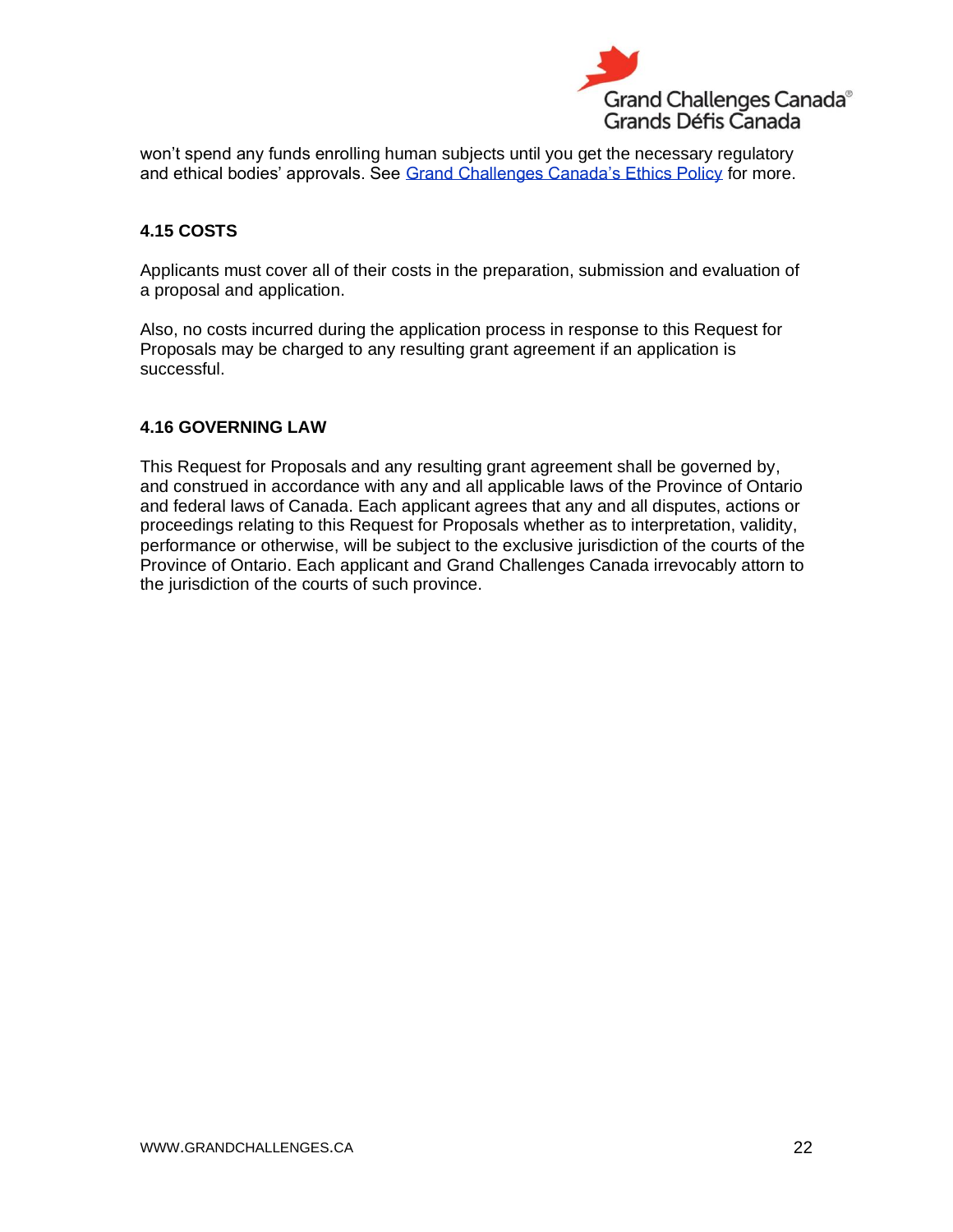won't spend any funds enrolling human subjects until you get the necessary regulatory and ethical bodies' approvals. See [Grand Challenges Canada's Ethics Policy] for more.

### 4.15 COSTS

Applicants must cover all of their costs in the preparation, submission and evaluation of a proposal and application.

Also, no costs incurred during the application process in response to this Request for Proposals may be charged to any resulting grant agreement if an application is successful.

### 4.16 GOVERNING LAW

This Request for Proposals and any resulting grant agreement shall be governed by, and construed in accordance with any and all applicable laws of the Province of Ontario and federal laws of Canada. Each applicant agrees that any and all disputes, actions or proceedings relating to this Request for Proposals whether as to interpretation, validity, performance or otherwise, will be subject to the exclusive jurisdiction of the courts of the Province of Ontario. Each applicant and Grand Challenges Canada irrevocably attorn to the jurisdiction of the courts of such province.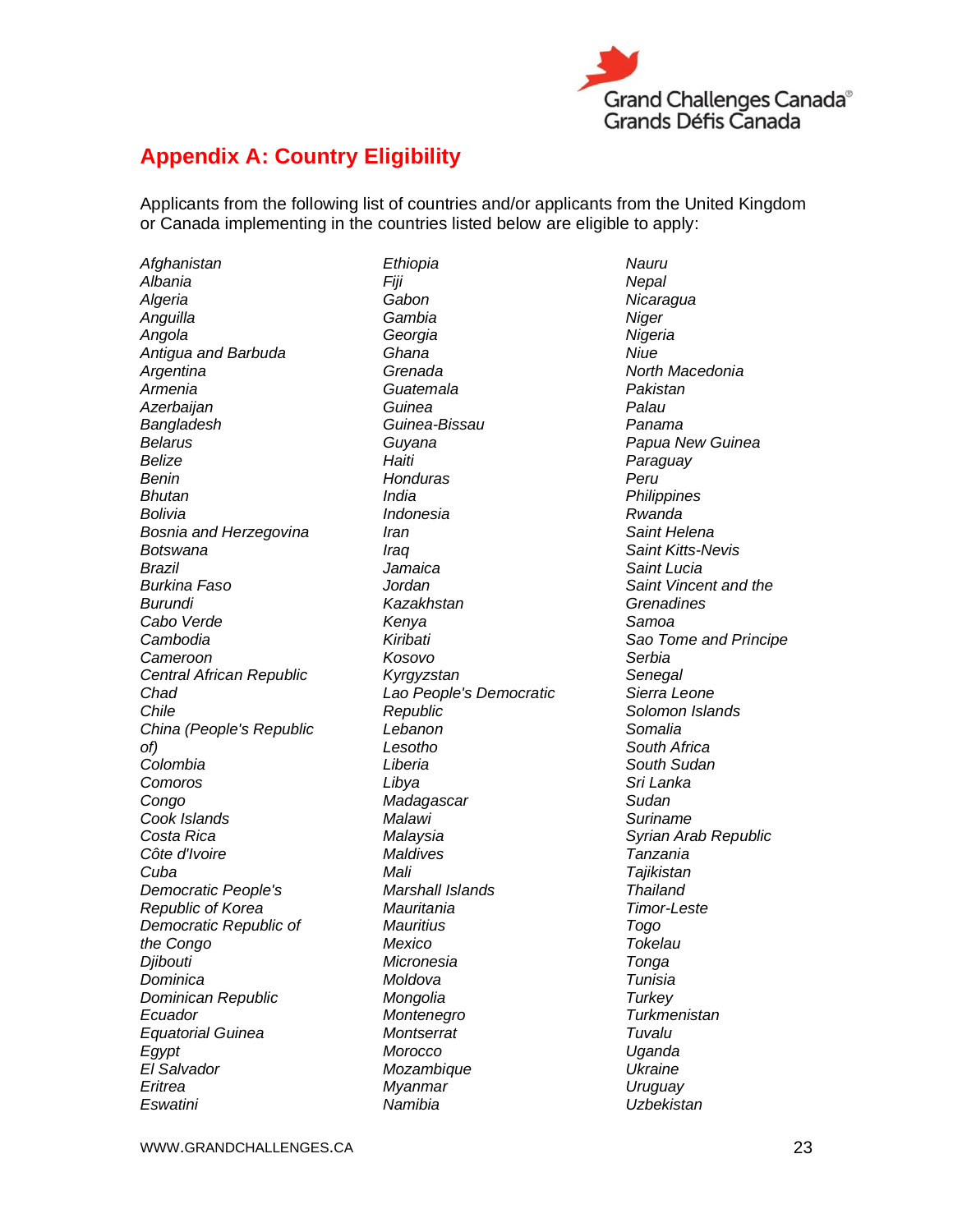## Appendix A: Country Eligibility

Applicants from the following list of countries and/or applicants from the United Kingdom or Canada implementing in the countries listed below are eligible to apply:

*Afghanistan*
*Albania*
*Algeria*
*Anguilla*
*Angola*
*Antigua and Barbuda*
*Argentina*
*Armenia*
*Azerbaijan*
*Bangladesh*
*Belarus*
*Belize*
*Benin*
*Bhutan*
*Bolivia*
*Bosnia and Herzegovina*
*Botswana*
*Brazil*
*Burkina Faso*
*Burundi*
*Cabo Verde*
*Cambodia*
*Cameroon*
*Central African Republic*
*Chad*
*Chile*
*China (People's Republic of)*
*Colombia*
*Comoros*
*Congo*
*Cook Islands*
*Costa Rica*
*Côte d'Ivoire*
*Cuba*
*Democratic People's Republic of Korea*
*Democratic Republic of the Congo*
*Djibouti*
*Dominica*
*Dominican Republic*
*Ecuador*
*Equatorial Guinea*
*Egypt*
*El Salvador*
*Eritrea*
*Eswatini*
*Ethiopia*
*Fiji*
*Gabon*
*Gambia*
*Georgia*
*Ghana*
*Grenada*
*Guatemala*
*Guinea*
*Guinea-Bissau*
*Guyana*
*Haiti*
*Honduras*
*India*
*Indonesia*
*Iran*
*Iraq*
*Jamaica*
*Jordan*
*Kazakhstan*
*Kenya*
*Kiribati*
*Kosovo*
*Kyrgyzstan*
*Lao People's Democratic Republic*
*Lebanon*
*Lesotho*
*Liberia*
*Libya*
*Madagascar*
*Malawi*
*Malaysia*
*Maldives*
*Mali*
*Marshall Islands*
*Mauritania*
*Mauritius*
*Mexico*
*Micronesia*
*Moldova*
*Mongolia*
*Montenegro*
*Montserrat*
*Morocco*
*Mozambique*
*Myanmar*
*Namibia*
*Nauru*
*Nepal*
*Nicaragua*
*Niger*
*Nigeria*
*Niue*
*North Macedonia*
*Pakistan*
*Palau*
*Panama*
*Papua New Guinea*
*Paraguay*
*Peru*
*Philippines*
*Rwanda*
*Saint Helena*
*Saint Kitts-Nevis*
*Saint Lucia*
*Saint Vincent and the Grenadines*
*Samoa*
*Sao Tome and Principe*
*Serbia*
*Senegal*
*Sierra Leone*
*Solomon Islands*
*Somalia*
*South Africa*
*South Sudan*
*Sri Lanka*
*Sudan*
*Suriname*
*Syrian Arab Republic*
*Tanzania*
*Tajikistan*
*Thailand*
*Timor-Leste*
*Togo*
*Tokelau*
*Tonga*
*Tunisia*
*Turkey*
*Turkmenistan*
*Tuvalu*
*Uganda*
*Ukraine*
*Uruguay*
*Uzbekistan*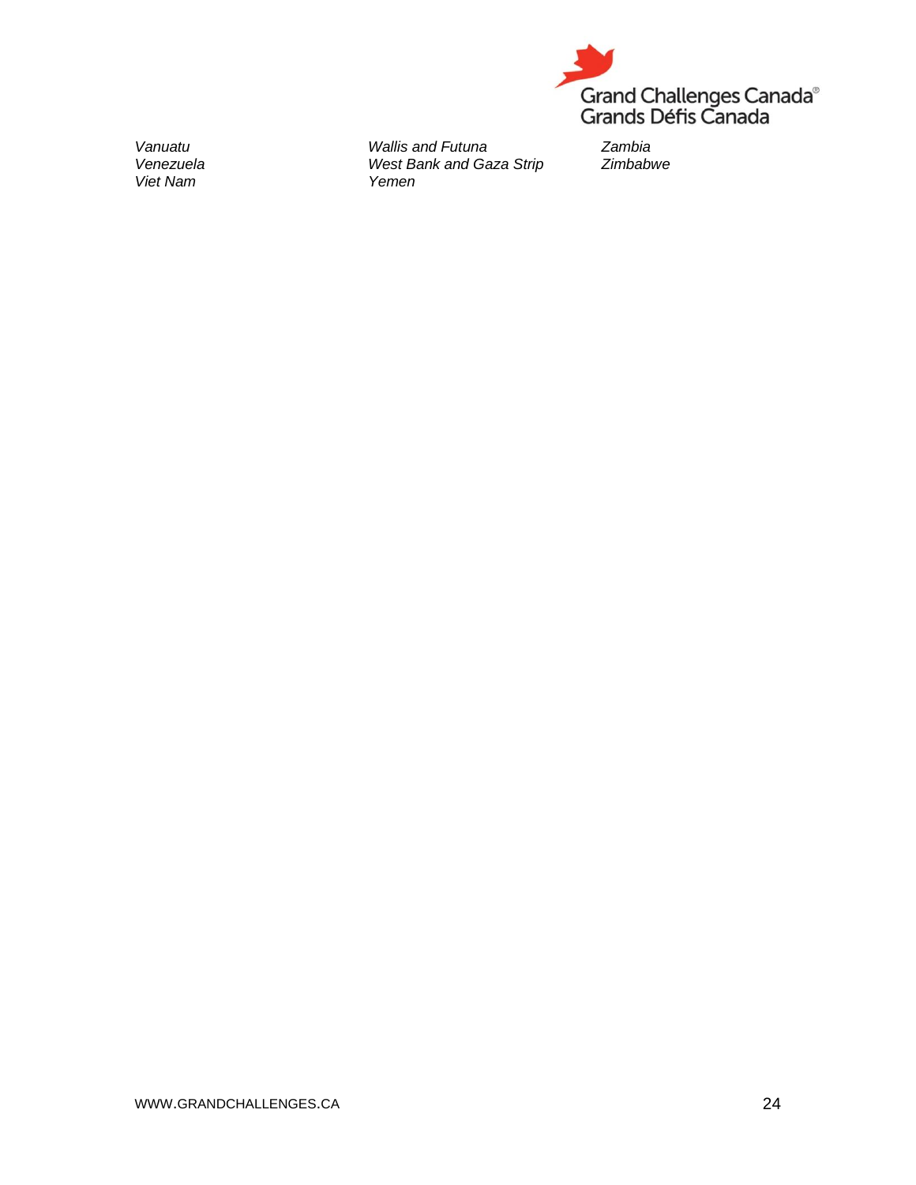*Vanuatu*
*Venezuela*
*Viet Nam*
*Wallis and Futuna*
*West Bank and Gaza Strip*
*Yemen*
*Zambia*
*Zimbabwe*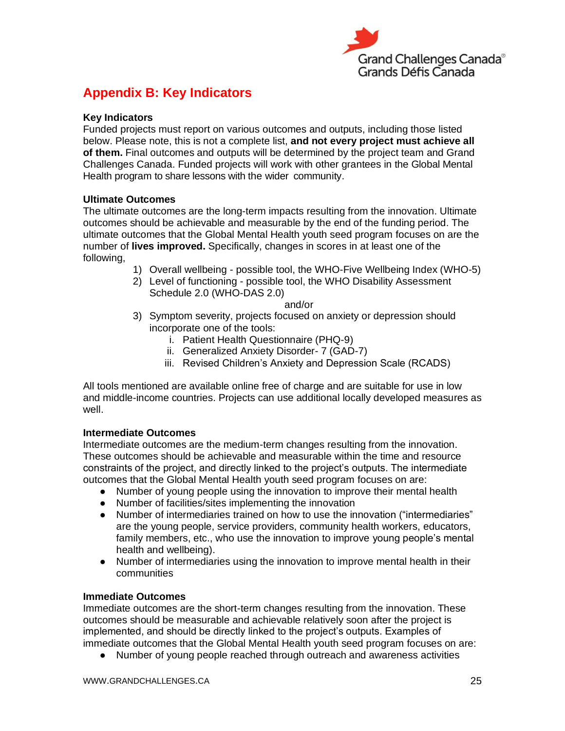## Appendix B: Key Indicators

**Key Indicators**

Funded projects must report on various outcomes and outputs, including those listed below. Please note, this is not a complete list, **and not every project must achieve all of them.** Final outcomes and outputs will be determined by the project team and Grand Challenges Canada. Funded projects will work with other grantees in the Global Mental Health program to share lessons with the wider community.

**Ultimate Outcomes**

The ultimate outcomes are the long-term impacts resulting from the innovation. Ultimate outcomes should be achievable and measurable by the end of the funding period. The ultimate outcomes that the Global Mental Health youth seed program focuses on are the number of **lives improved.** Specifically, changes in scores in at least one of the following,

1) Overall wellbeing - possible tool, the WHO-Five Wellbeing Index (WHO-5)
2) Level of functioning - possible tool, the WHO Disability Assessment Schedule 2.0 (WHO-DAS 2.0)

   and/or

3) Symptom severity, projects focused on anxiety or depression should incorporate one of the tools:
   i. Patient Health Questionnaire (PHQ-9)
   ii. Generalized Anxiety Disorder- 7 (GAD-7)
   iii. Revised Children's Anxiety and Depression Scale (RCADS)

All tools mentioned are available online free of charge and are suitable for use in low and middle-income countries. Projects can use additional locally developed measures as well.

**Intermediate Outcomes**

Intermediate outcomes are the medium-term changes resulting from the innovation. These outcomes should be achievable and measurable within the time and resource constraints of the project, and directly linked to the project's outputs. The intermediate outcomes that the Global Mental Health youth seed program focuses on are:

- Number of young people using the innovation to improve their mental health
- Number of facilities/sites implementing the innovation
- Number of intermediaries trained on how to use the innovation ("intermediaries" are the young people, service providers, community health workers, educators, family members, etc., who use the innovation to improve young people's mental health and wellbeing).
- Number of intermediaries using the innovation to improve mental health in their communities

**Immediate Outcomes**

Immediate outcomes are the short-term changes resulting from the innovation. These outcomes should be measurable and achievable relatively soon after the project is implemented, and should be directly linked to the project's outputs. Examples of immediate outcomes that the Global Mental Health youth seed program focuses on are:

- Number of young people reached through outreach and awareness activities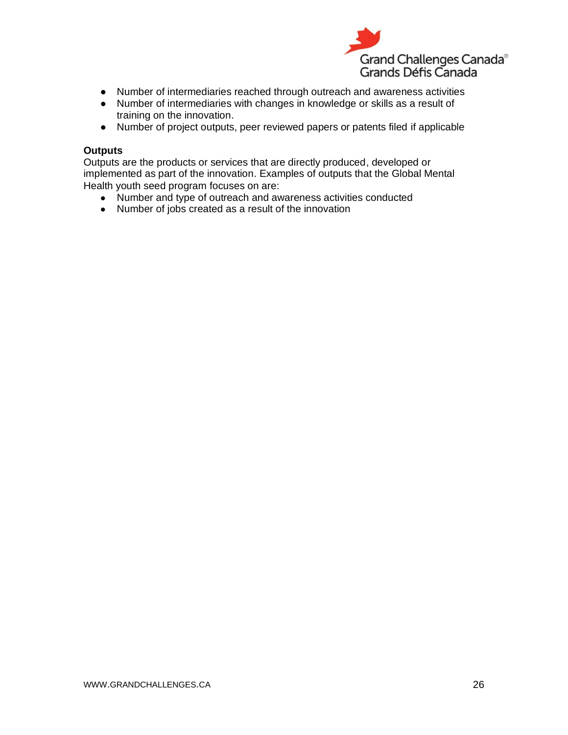- Number of intermediaries reached through outreach and awareness activities
- Number of intermediaries with changes in knowledge or skills as a result of training on the innovation.
- Number of project outputs, peer reviewed papers or patents filed if applicable

**Outputs**

Outputs are the products or services that are directly produced, developed or implemented as part of the innovation. Examples of outputs that the Global Mental Health youth seed program focuses on are:

- Number and type of outreach and awareness activities conducted
- Number of jobs created as a result of the innovation